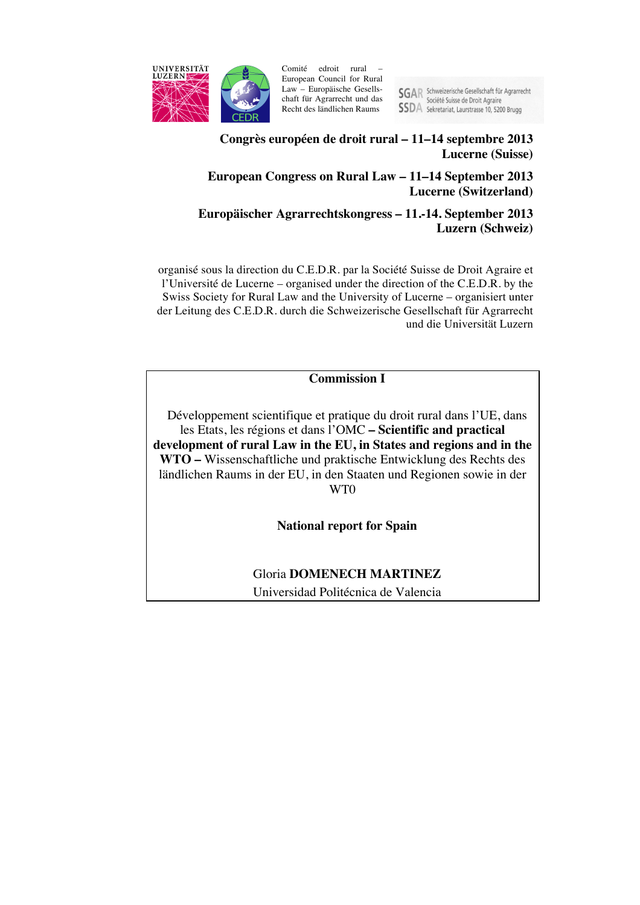UNIVERSITÄT LUZERN

Comité edroit rural – European Council for Rural Law – Europäische Gesellschaft für Agrarrecht und das Recht des ländlichen Raums

SGAR Schweizerische Gesellschaft für Agrarrecht
SSDA Société Suisse de Droit Agraire
Sekretariat, Laurstrasse 10, 5200 Brugg

**Congrès européen de droit rural – 11–14 septembre 2013**
**Lucerne (Suisse)**

**European Congress on Rural Law – 11–14 September 2013**
**Lucerne (Switzerland)**

**Europäischer Agrarrechtskongress – 11.-14. September 2013**
**Luzern (Schweiz)**

organisé sous la direction du C.E.D.R. par la Société Suisse de Droit Agraire et l'Université de Lucerne – organised under the direction of the C.E.D.R. by the Swiss Society for Rural Law and the University of Lucerne – organisiert unter der Leitung des C.E.D.R. durch die Schweizerische Gesellschaft für Agrarrecht und die Universität Luzern

**Commission I**

Développement scientifique et pratique du droit rural dans l'UE, dans les Etats, les régions et dans l'OMC **– Scientific and practical development of rural Law in the EU, in States and regions and in the WTO –** Wissenschaftliche und praktische Entwicklung des Rechts des ländlichen Raums in der EU, in den Staaten und Regionen sowie in der WT0

**National report for Spain**

Gloria **DOMENECH MARTINEZ**
Universidad Politécnica de Valencia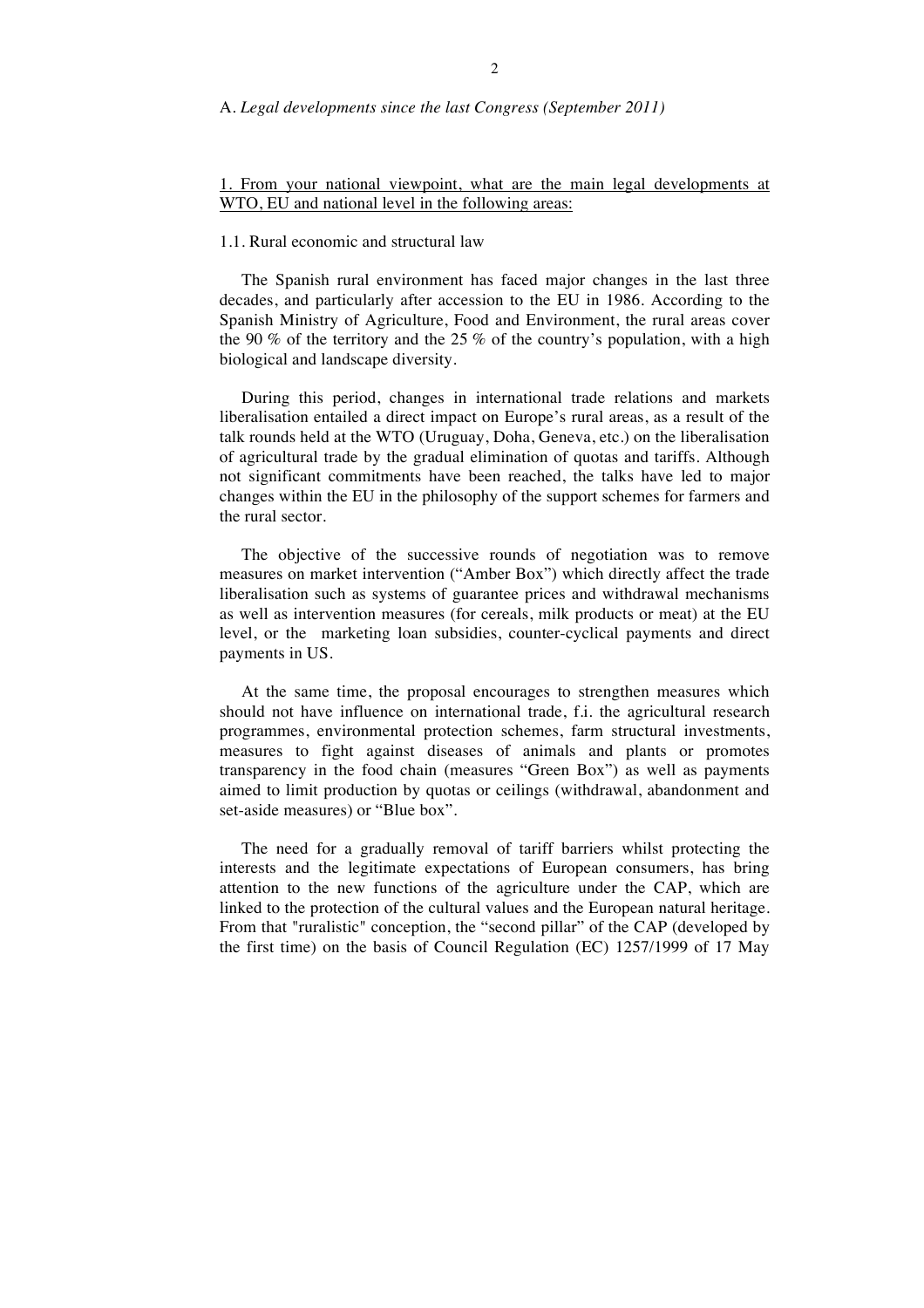A. *Legal developments since the last Congress (September 2011)*

1. From your national viewpoint, what are the main legal developments at WTO, EU and national level in the following areas:

1.1. Rural economic and structural law

The Spanish rural environment has faced major changes in the last three decades, and particularly after accession to the EU in 1986. According to the Spanish Ministry of Agriculture, Food and Environment, the rural areas cover the 90 % of the territory and the 25 % of the country's population, with a high biological and landscape diversity.

During this period, changes in international trade relations and markets liberalisation entailed a direct impact on Europe's rural areas, as a result of the talk rounds held at the WTO (Uruguay, Doha, Geneva, etc.) on the liberalisation of agricultural trade by the gradual elimination of quotas and tariffs. Although not significant commitments have been reached, the talks have led to major changes within the EU in the philosophy of the support schemes for farmers and the rural sector.

The objective of the successive rounds of negotiation was to remove measures on market intervention ("Amber Box") which directly affect the trade liberalisation such as systems of guarantee prices and withdrawal mechanisms as well as intervention measures (for cereals, milk products or meat) at the EU level, or the marketing loan subsidies, counter-cyclical payments and direct payments in US.

At the same time, the proposal encourages to strengthen measures which should not have influence on international trade, f.i. the agricultural research programmes, environmental protection schemes, farm structural investments, measures to fight against diseases of animals and plants or promotes transparency in the food chain (measures "Green Box") as well as payments aimed to limit production by quotas or ceilings (withdrawal, abandonment and set-aside measures) or "Blue box".

The need for a gradually removal of tariff barriers whilst protecting the interests and the legitimate expectations of European consumers, has bring attention to the new functions of the agriculture under the CAP, which are linked to the protection of the cultural values and the European natural heritage. From that "ruralistic" conception, the "second pillar" of the CAP (developed by the first time) on the basis of Council Regulation (EC) 1257/1999 of 17 May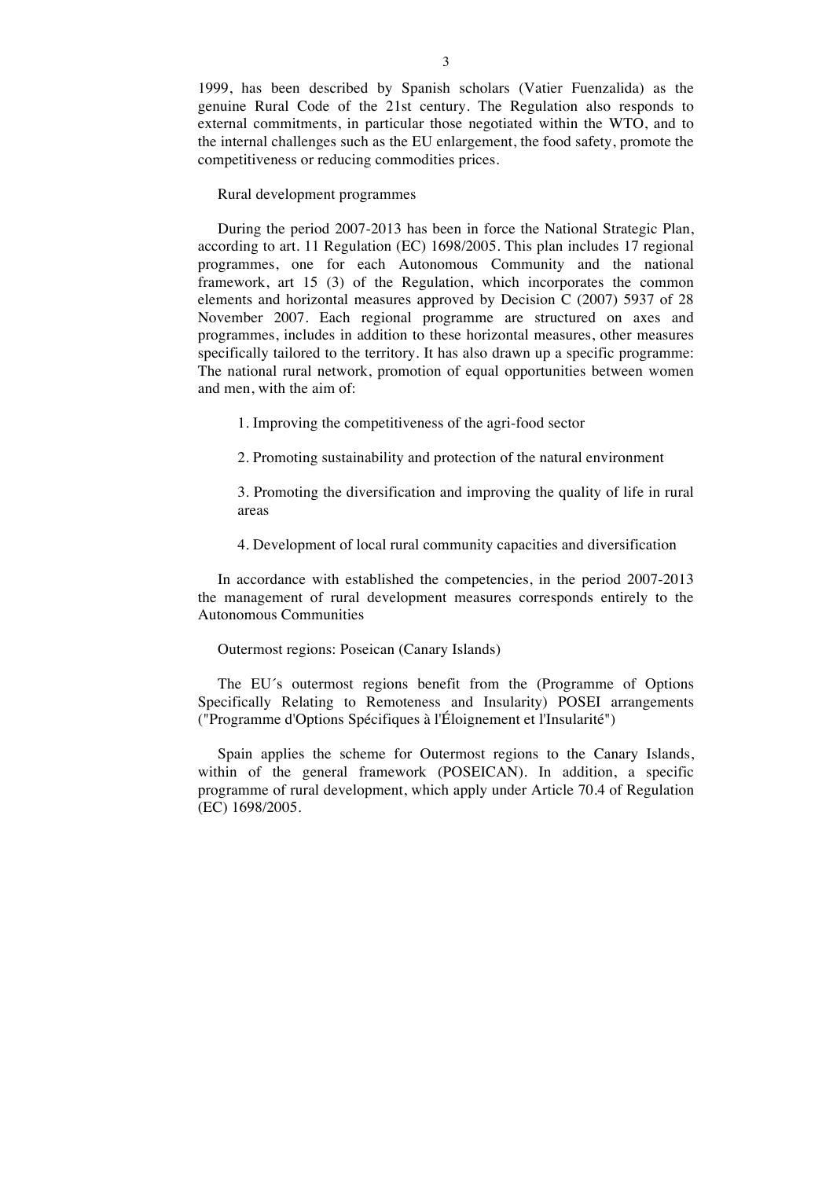1999, has been described by Spanish scholars (Vatier Fuenzalida) as the genuine Rural Code of the 21st century. The Regulation also responds to external commitments, in particular those negotiated within the WTO, and to the internal challenges such as the EU enlargement, the food safety, promote the competitiveness or reducing commodities prices.

## Rural development programmes

During the period 2007-2013 has been in force the National Strategic Plan, according to art. 11 Regulation (EC) 1698/2005. This plan includes 17 regional programmes, one for each Autonomous Community and the national framework, art 15 (3) of the Regulation, which incorporates the common elements and horizontal measures approved by Decision C (2007) 5937 of 28 November 2007. Each regional programme are structured on axes and programmes, includes in addition to these horizontal measures, other measures specifically tailored to the territory. It has also drawn up a specific programme: The national rural network, promotion of equal opportunities between women and men, with the aim of:

1. Improving the competitiveness of the agri-food sector
2. Promoting sustainability and protection of the natural environment
3. Promoting the diversification and improving the quality of life in rural areas
4. Development of local rural community capacities and diversification

In accordance with established the competencies, in the period 2007-2013 the management of rural development measures corresponds entirely to the Autonomous Communities

## Outermost regions: Poseican (Canary Islands)

The EU´s outermost regions benefit from the (Programme of Options Specifically Relating to Remoteness and Insularity) POSEI arrangements ("Programme d'Options Spécifiques à l'Éloignement et l'Insularité")

Spain applies the scheme for Outermost regions to the Canary Islands, within of the general framework (POSEICAN). In addition, a specific programme of rural development, which apply under Article 70.4 of Regulation (EC) 1698/2005.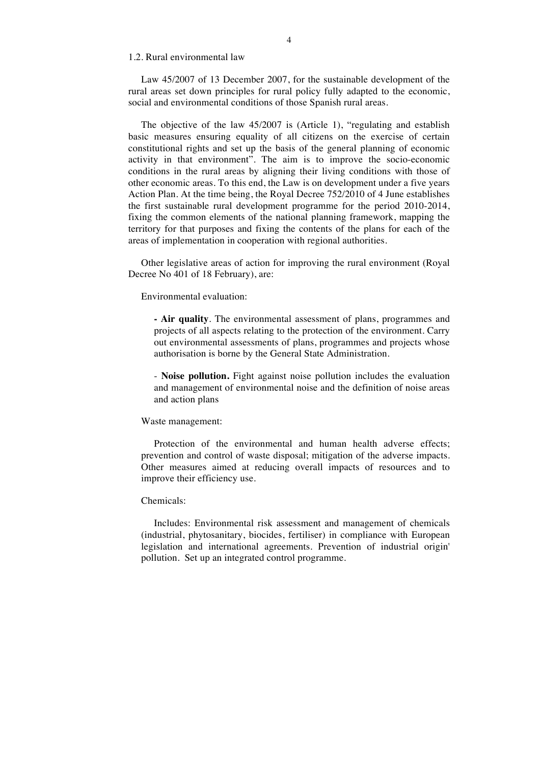## 1.2. Rural environmental law

Law 45/2007 of 13 December 2007, for the sustainable development of the rural areas set down principles for rural policy fully adapted to the economic, social and environmental conditions of those Spanish rural areas.

The objective of the law 45/2007 is (Article 1), "regulating and establish basic measures ensuring equality of all citizens on the exercise of certain constitutional rights and set up the basis of the general planning of economic activity in that environment". The aim is to improve the socio-economic conditions in the rural areas by aligning their living conditions with those of other economic areas. To this end, the Law is on development under a five years Action Plan. At the time being, the Royal Decree 752/2010 of 4 June establishes the first sustainable rural development programme for the period 2010-2014, fixing the common elements of the national planning framework, mapping the territory for that purposes and fixing the contents of the plans for each of the areas of implementation in cooperation with regional authorities.

Other legislative areas of action for improving the rural environment (Royal Decree No 401 of 18 February), are:

Environmental evaluation:

- **Air quality**. The environmental assessment of plans, programmes and projects of all aspects relating to the protection of the environment. Carry out environmental assessments of plans, programmes and projects whose authorisation is borne by the General State Administration.

- **Noise pollution.** Fight against noise pollution includes the evaluation and management of environmental noise and the definition of noise areas and action plans

Waste management:

Protection of the environmental and human health adverse effects; prevention and control of waste disposal; mitigation of the adverse impacts. Other measures aimed at reducing overall impacts of resources and to improve their efficiency use.

Chemicals:

Includes: Environmental risk assessment and management of chemicals (industrial, phytosanitary, biocides, fertiliser) in compliance with European legislation and international agreements. Prevention of industrial origin' pollution. Set up an integrated control programme.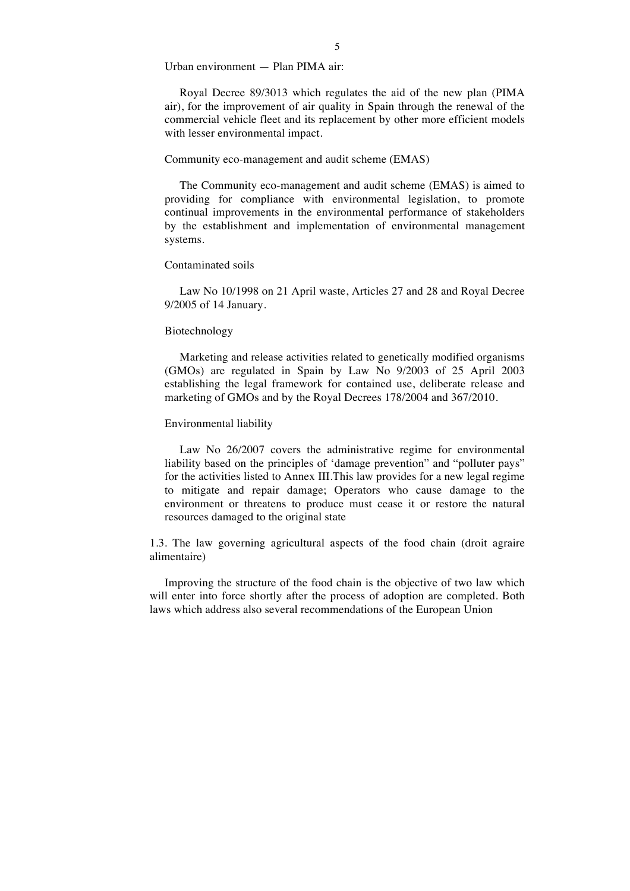Urban environment — Plan PIMA air:

Royal Decree 89/3013 which regulates the aid of the new plan (PIMA air), for the improvement of air quality in Spain through the renewal of the commercial vehicle fleet and its replacement by other more efficient models with lesser environmental impact.

Community eco-management and audit scheme (EMAS)

The Community eco-management and audit scheme (EMAS) is aimed to providing for compliance with environmental legislation, to promote continual improvements in the environmental performance of stakeholders by the establishment and implementation of environmental management systems.

Contaminated soils

Law No 10/1998 on 21 April waste, Articles 27 and 28 and Royal Decree 9/2005 of 14 January.

Biotechnology

Marketing and release activities related to genetically modified organisms (GMOs) are regulated in Spain by Law No 9/2003 of 25 April 2003 establishing the legal framework for contained use, deliberate release and marketing of GMOs and by the Royal Decrees 178/2004 and 367/2010.

Environmental liability

Law No 26/2007 covers the administrative regime for environmental liability based on the principles of 'damage prevention" and "polluter pays" for the activities listed to Annex III.This law provides for a new legal regime to mitigate and repair damage; Operators who cause damage to the environment or threatens to produce must cease it or restore the natural resources damaged to the original state

1.3. The law governing agricultural aspects of the food chain (droit agraire alimentaire)

Improving the structure of the food chain is the objective of two law which will enter into force shortly after the process of adoption are completed. Both laws which address also several recommendations of the European Union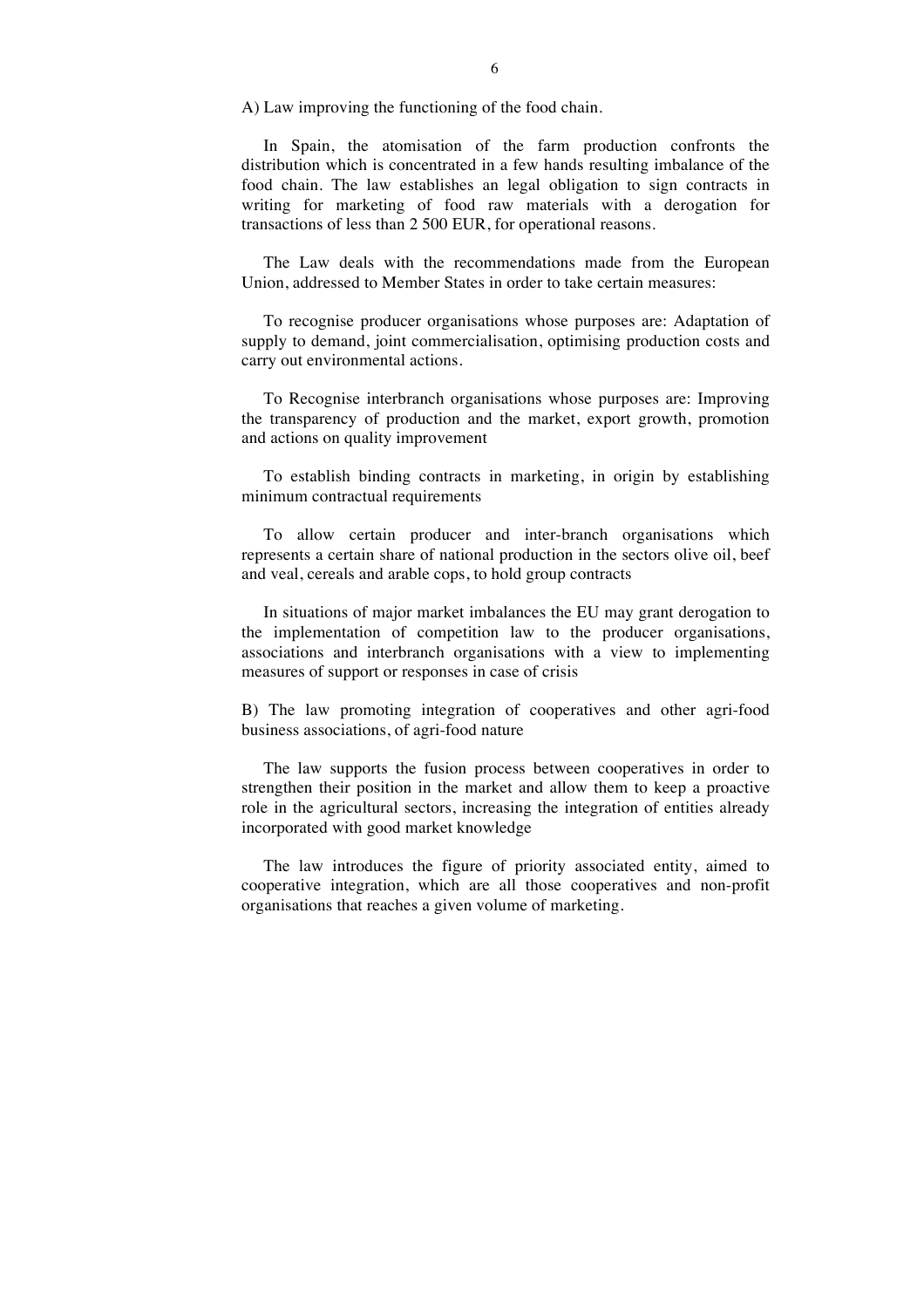A) Law improving the functioning of the food chain.

In Spain, the atomisation of the farm production confronts the distribution which is concentrated in a few hands resulting imbalance of the food chain. The law establishes an legal obligation to sign contracts in writing for marketing of food raw materials with a derogation for transactions of less than 2 500 EUR, for operational reasons.

The Law deals with the recommendations made from the European Union, addressed to Member States in order to take certain measures:

To recognise producer organisations whose purposes are: Adaptation of supply to demand, joint commercialisation, optimising production costs and carry out environmental actions.

To Recognise interbranch organisations whose purposes are: Improving the transparency of production and the market, export growth, promotion and actions on quality improvement

To establish binding contracts in marketing, in origin by establishing minimum contractual requirements

To allow certain producer and inter-branch organisations which represents a certain share of national production in the sectors olive oil, beef and veal, cereals and arable cops, to hold group contracts

In situations of major market imbalances the EU may grant derogation to the implementation of competition law to the producer organisations, associations and interbranch organisations with a view to implementing measures of support or responses in case of crisis

B) The law promoting integration of cooperatives and other agri-food business associations, of agri-food nature

The law supports the fusion process between cooperatives in order to strengthen their position in the market and allow them to keep a proactive role in the agricultural sectors, increasing the integration of entities already incorporated with good market knowledge

The law introduces the figure of priority associated entity, aimed to cooperative integration, which are all those cooperatives and non-profit organisations that reaches a given volume of marketing.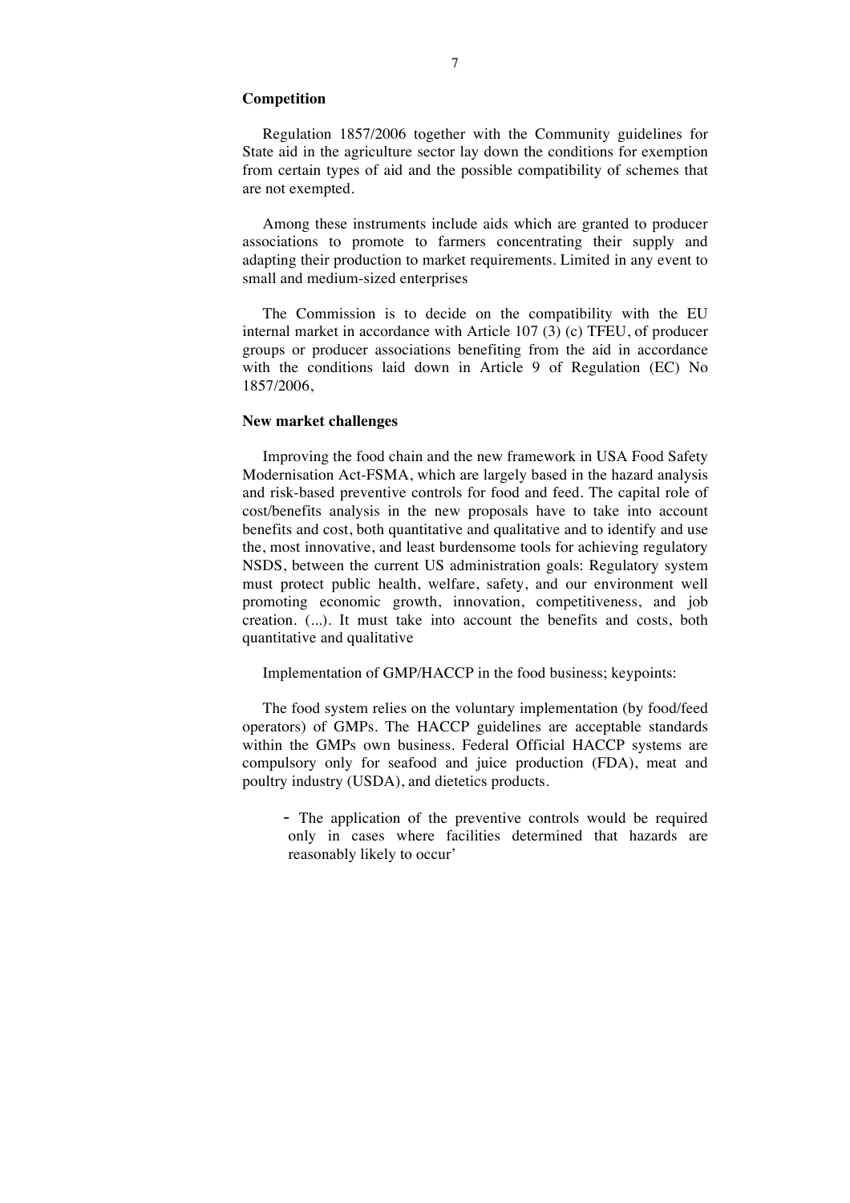**Competition**

Regulation 1857/2006 together with the Community guidelines for State aid in the agriculture sector lay down the conditions for exemption from certain types of aid and the possible compatibility of schemes that are not exempted.

Among these instruments include aids which are granted to producer associations to promote to farmers concentrating their supply and adapting their production to market requirements. Limited in any event to small and medium-sized enterprises

The Commission is to decide on the compatibility with the EU internal market in accordance with Article 107 (3) (c) TFEU, of producer groups or producer associations benefiting from the aid in accordance with the conditions laid down in Article 9 of Regulation (EC) No 1857/2006,

**New market challenges**

Improving the food chain and the new framework in USA Food Safety Modernisation Act-FSMA, which are largely based in the hazard analysis and risk-based preventive controls for food and feed. The capital role of cost/benefits analysis in the new proposals have to take into account benefits and cost, both quantitative and qualitative and to identify and use the, most innovative, and least burdensome tools for achieving regulatory NSDS, between the current US administration goals: Regulatory system must protect public health, welfare, safety, and our environment well promoting economic growth, innovation, competitiveness, and job creation. (...). It must take into account the benefits and costs, both quantitative and qualitative

Implementation of GMP/HACCP in the food business; keypoints:

The food system relies on the voluntary implementation (by food/feed operators) of GMPs. The HACCP guidelines are acceptable standards within the GMPs own business. Federal Official HACCP systems are compulsory only for seafood and juice production (FDA), meat and poultry industry (USDA), and dietetics products.

- The application of the preventive controls would be required only in cases where facilities determined that hazards are reasonably likely to occur'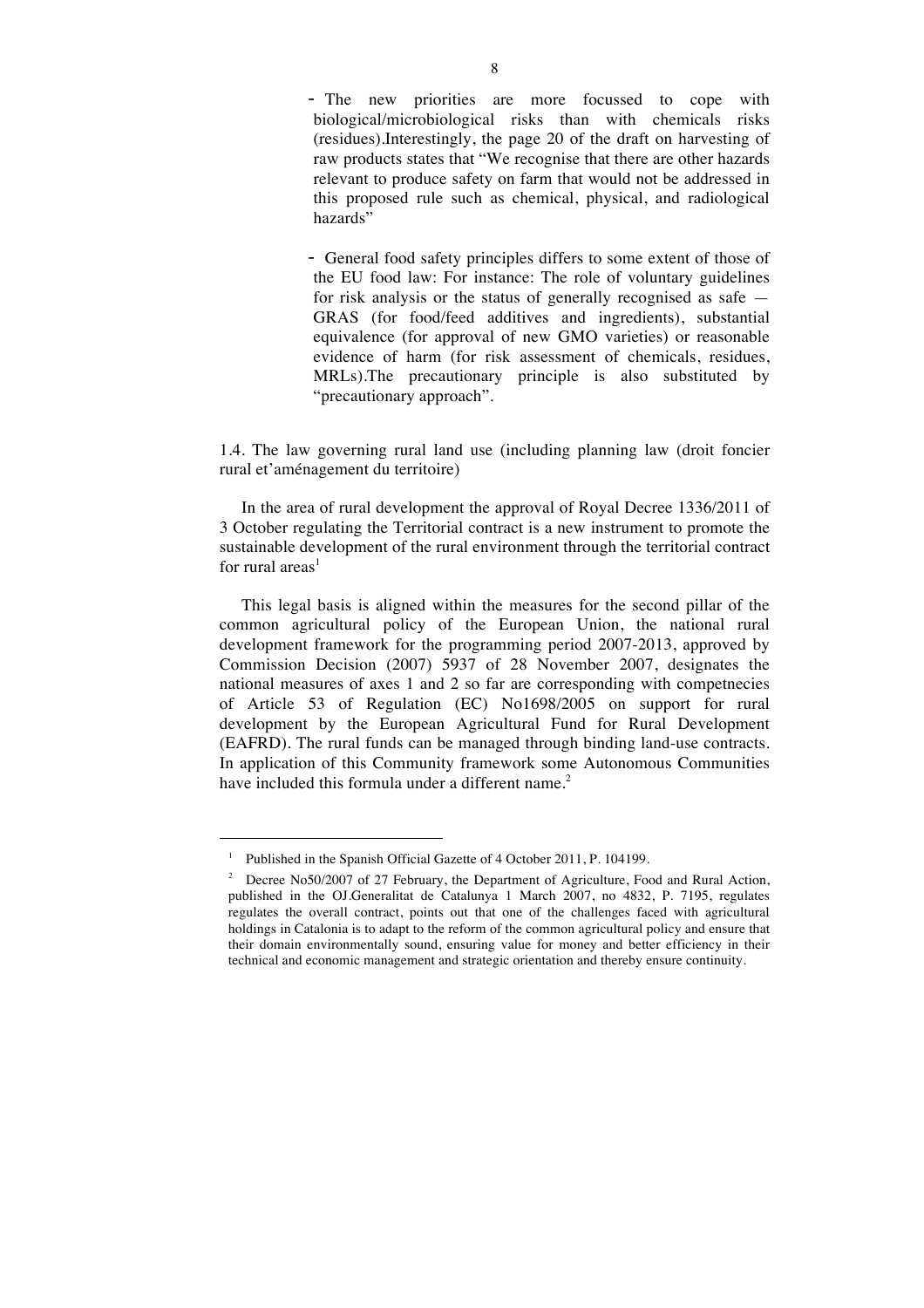- The new priorities are more focussed to cope with biological/microbiological risks than with chemicals risks (residues).Interestingly, the page 20 of the draft on harvesting of raw products states that "We recognise that there are other hazards relevant to produce safety on farm that would not be addressed in this proposed rule such as chemical, physical, and radiological hazards"

- General food safety principles differs to some extent of those of the EU food law: For instance: The role of voluntary guidelines for risk analysis or the status of generally recognised as safe — GRAS (for food/feed additives and ingredients), substantial equivalence (for approval of new GMO varieties) or reasonable evidence of harm (for risk assessment of chemicals, residues, MRLs).The precautionary principle is also substituted by "precautionary approach".

1.4. The law governing rural land use (including planning law (droit foncier rural et'aménagement du territoire)

In the area of rural development the approval of Royal Decree 1336/2011 of 3 October regulating the Territorial contract is a new instrument to promote the sustainable development of the rural environment through the territorial contract for rural areas[1]

This legal basis is aligned within the measures for the second pillar of the common agricultural policy of the European Union, the national rural development framework for the programming period 2007-2013, approved by Commission Decision (2007) 5937 of 28 November 2007, designates the national measures of axes 1 and 2 so far are corresponding with competnecies of Article 53 of Regulation (EC) No1698/2005 on support for rural development by the European Agricultural Fund for Rural Development (EAFRD). The rural funds can be managed through binding land-use contracts. In application of this Community framework some Autonomous Communities have included this formula under a different name.[2]

---

[1] Published in the Spanish Official Gazette of 4 October 2011, P. 104199.

[2] Decree No50/2007 of 27 February, the Department of Agriculture, Food and Rural Action, published in the OJ.Generalitat de Catalunya 1 March 2007, no 4832, P. 7195, regulates regulates the overall contract, points out that one of the challenges faced with agricultural holdings in Catalonia is to adapt to the reform of the common agricultural policy and ensure that their domain environmentally sound, ensuring value for money and better efficiency in their technical and economic management and strategic orientation and thereby ensure continuity.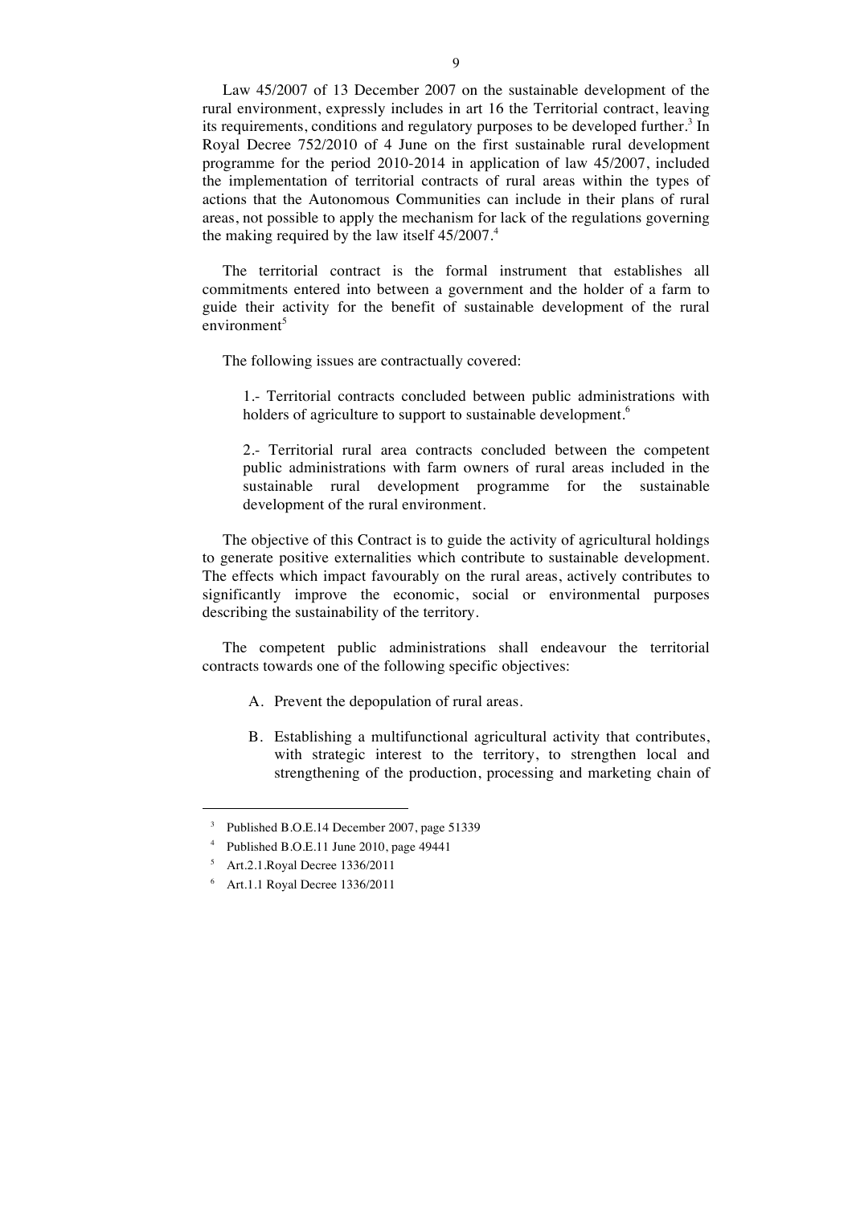Law 45/2007 of 13 December 2007 on the sustainable development of the rural environment, expressly includes in art 16 the Territorial contract, leaving its requirements, conditions and regulatory purposes to be developed further.[3] In Royal Decree 752/2010 of 4 June on the first sustainable rural development programme for the period 2010-2014 in application of law 45/2007, included the implementation of territorial contracts of rural areas within the types of actions that the Autonomous Communities can include in their plans of rural areas, not possible to apply the mechanism for lack of the regulations governing the making required by the law itself 45/2007.[4]

The territorial contract is the formal instrument that establishes all commitments entered into between a government and the holder of a farm to guide their activity for the benefit of sustainable development of the rural environment[5]

The following issues are contractually covered:

> 1.- Territorial contracts concluded between public administrations with holders of agriculture to support to sustainable development.[6]
>
> 2.- Territorial rural area contracts concluded between the competent public administrations with farm owners of rural areas included in the sustainable rural development programme for the sustainable development of the rural environment.

The objective of this Contract is to guide the activity of agricultural holdings to generate positive externalities which contribute to sustainable development. The effects which impact favourably on the rural areas, actively contributes to significantly improve the economic, social or environmental purposes describing the sustainability of the territory.

The competent public administrations shall endeavour the territorial contracts towards one of the following specific objectives:

A. Prevent the depopulation of rural areas.

B. Establishing a multifunctional agricultural activity that contributes, with strategic interest to the territory, to strengthen local and strengthening of the production, processing and marketing chain of

---

[3] Published B.O.E.14 December 2007, page 51339

[4] Published B.O.E.11 June 2010, page 49441

[5] Art.2.1.Royal Decree 1336/2011

[6] Art.1.1 Royal Decree 1336/2011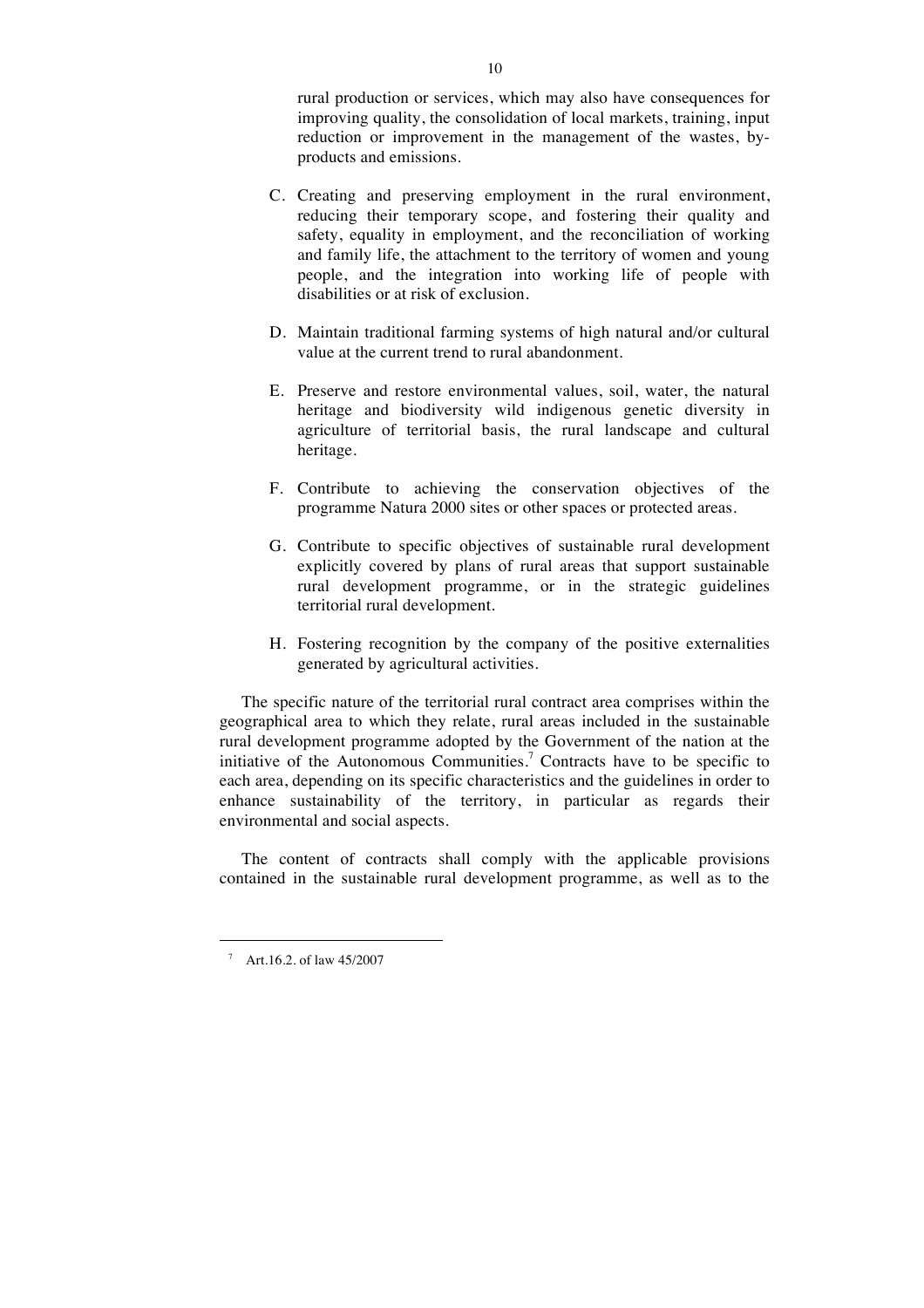rural production or services, which may also have consequences for improving quality, the consolidation of local markets, training, input reduction or improvement in the management of the wastes, by-products and emissions.

C. Creating and preserving employment in the rural environment, reducing their temporary scope, and fostering their quality and safety, equality in employment, and the reconciliation of working and family life, the attachment to the territory of women and young people, and the integration into working life of people with disabilities or at risk of exclusion.

D. Maintain traditional farming systems of high natural and/or cultural value at the current trend to rural abandonment.

E. Preserve and restore environmental values, soil, water, the natural heritage and biodiversity wild indigenous genetic diversity in agriculture of territorial basis, the rural landscape and cultural heritage.

F. Contribute to achieving the conservation objectives of the programme Natura 2000 sites or other spaces or protected areas.

G. Contribute to specific objectives of sustainable rural development explicitly covered by plans of rural areas that support sustainable rural development programme, or in the strategic guidelines territorial rural development.

H. Fostering recognition by the company of the positive externalities generated by agricultural activities.

The specific nature of the territorial rural contract area comprises within the geographical area to which they relate, rural areas included in the sustainable rural development programme adopted by the Government of the nation at the initiative of the Autonomous Communities.[7] Contracts have to be specific to each area, depending on its specific characteristics and the guidelines in order to enhance sustainability of the territory, in particular as regards their environmental and social aspects.

The content of contracts shall comply with the applicable provisions contained in the sustainable rural development programme, as well as to the

[7] Art.16.2. of law 45/2007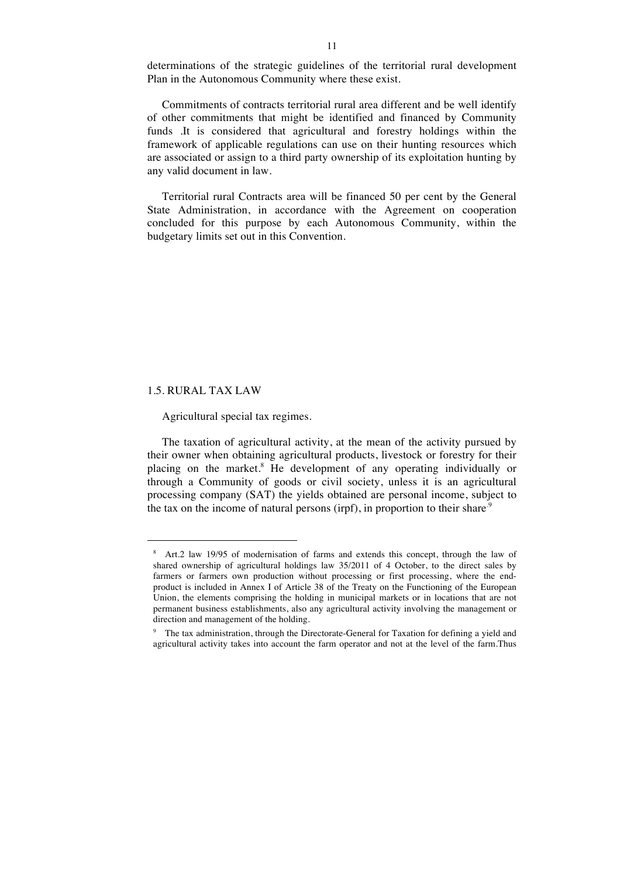determinations of the strategic guidelines of the territorial rural development Plan in the Autonomous Community where these exist.

Commitments of contracts territorial rural area different and be well identify of other commitments that might be identified and financed by Community funds .It is considered that agricultural and forestry holdings within the framework of applicable regulations can use on their hunting resources which are associated or assign to a third party ownership of its exploitation hunting by any valid document in law.

Territorial rural Contracts area will be financed 50 per cent by the General State Administration, in accordance with the Agreement on cooperation concluded for this purpose by each Autonomous Community, within the budgetary limits set out in this Convention.

## 1.5. RURAL TAX LAW

Agricultural special tax regimes.

The taxation of agricultural activity, at the mean of the activity pursued by their owner when obtaining agricultural products, livestock or forestry for their placing on the market.[8] He development of any operating individually or through a Community of goods or civil society, unless it is an agricultural processing company (SAT) the yields obtained are personal income, subject to the tax on the income of natural persons (irpf), in proportion to their share[9]

---

[8] Art.2 law 19/95 of modernisation of farms and extends this concept, through the law of shared ownership of agricultural holdings law 35/2011 of 4 October, to the direct sales by farmers or farmers own production without processing or first processing, where the end-product is included in Annex I of Article 38 of the Treaty on the Functioning of the European Union, the elements comprising the holding in municipal markets or in locations that are not permanent business establishments, also any agricultural activity involving the management or direction and management of the holding.

[9] The tax administration, through the Directorate-General for Taxation for defining a yield and agricultural activity takes into account the farm operator and not at the level of the farm.Thus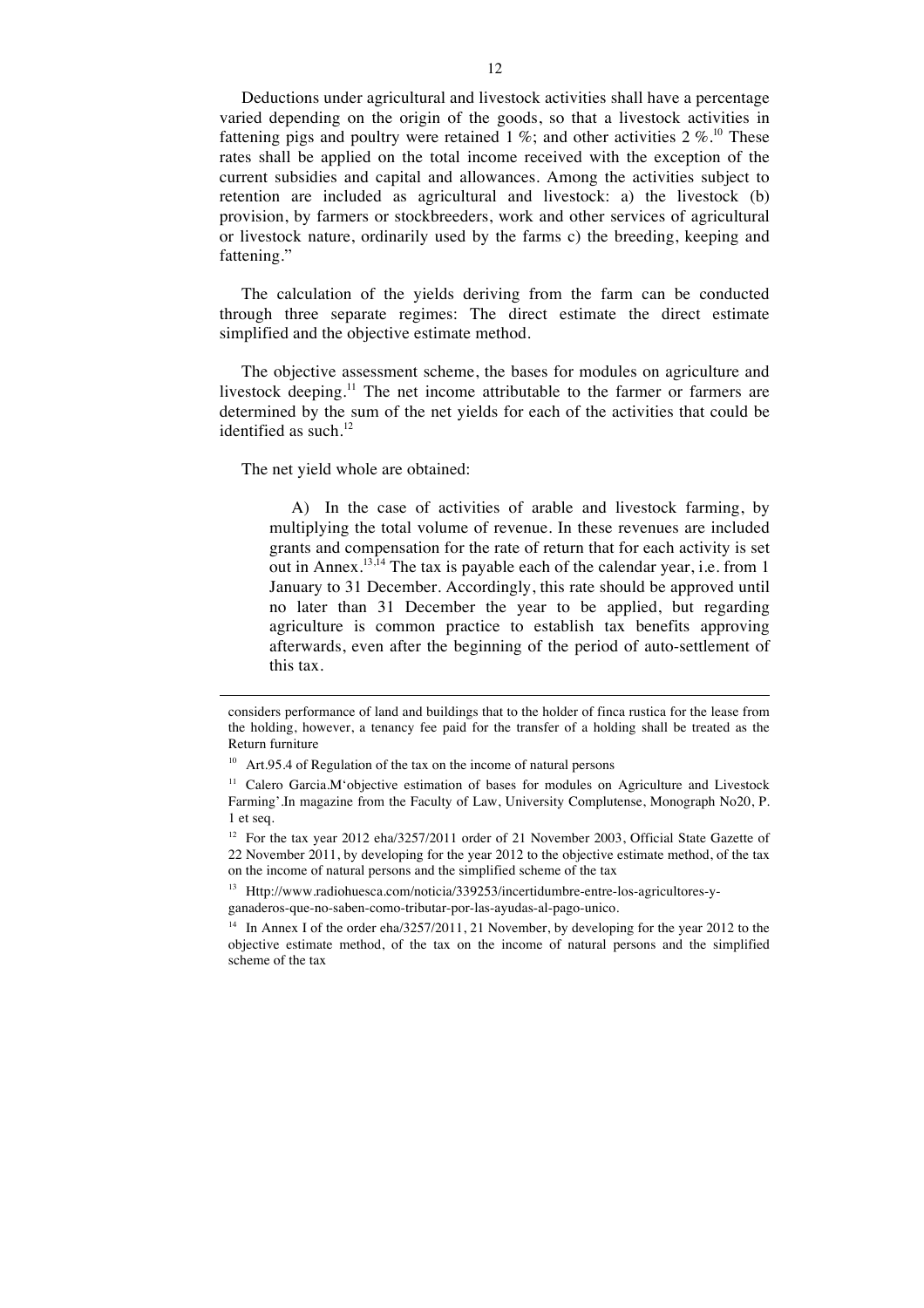Deductions under agricultural and livestock activities shall have a percentage varied depending on the origin of the goods, so that a livestock activities in fattening pigs and poultry were retained 1 %; and other activities 2 %.[10] These rates shall be applied on the total income received with the exception of the current subsidies and capital and allowances. Among the activities subject to retention are included as agricultural and livestock: a) the livestock (b) provision, by farmers or stockbreeders, work and other services of agricultural or livestock nature, ordinarily used by the farms c) the breeding, keeping and fattening."

The calculation of the yields deriving from the farm can be conducted through three separate regimes: The direct estimate the direct estimate simplified and the objective estimate method.

The objective assessment scheme, the bases for modules on agriculture and livestock deeping.[11] The net income attributable to the farmer or farmers are determined by the sum of the net yields for each of the activities that could be identified as such.[12]

The net yield whole are obtained:

> A) In the case of activities of arable and livestock farming, by multiplying the total volume of revenue. In these revenues are included grants and compensation for the rate of return that for each activity is set out in Annex.[13,14] The tax is payable each of the calendar year, i.e. from 1 January to 31 December. Accordingly, this rate should be approved until no later than 31 December the year to be applied, but regarding agriculture is common practice to establish tax benefits approving afterwards, even after the beginning of the period of auto-settlement of this tax.

---

considers performance of land and buildings that to the holder of finca rustica for the lease from the holding, however, a tenancy fee paid for the transfer of a holding shall be treated as the Return furniture

[10] Art.95.4 of Regulation of the tax on the income of natural persons

[11] Calero Garcia.M'objective estimation of bases for modules on Agriculture and Livestock Farming'.In magazine from the Faculty of Law, University Complutense, Monograph No20, P. 1 et seq.

[12] For the tax year 2012 eha/3257/2011 order of 21 November 2003, Official State Gazette of 22 November 2011, by developing for the year 2012 to the objective estimate method, of the tax on the income of natural persons and the simplified scheme of the tax

[13] Http://www.radiohuesca.com/noticia/339253/incertidumbre-entre-los-agricultores-y-ganaderos-que-no-saben-como-tributar-por-las-ayudas-al-pago-unico.

[14] In Annex I of the order eha/3257/2011, 21 November, by developing for the year 2012 to the objective estimate method, of the tax on the income of natural persons and the simplified scheme of the tax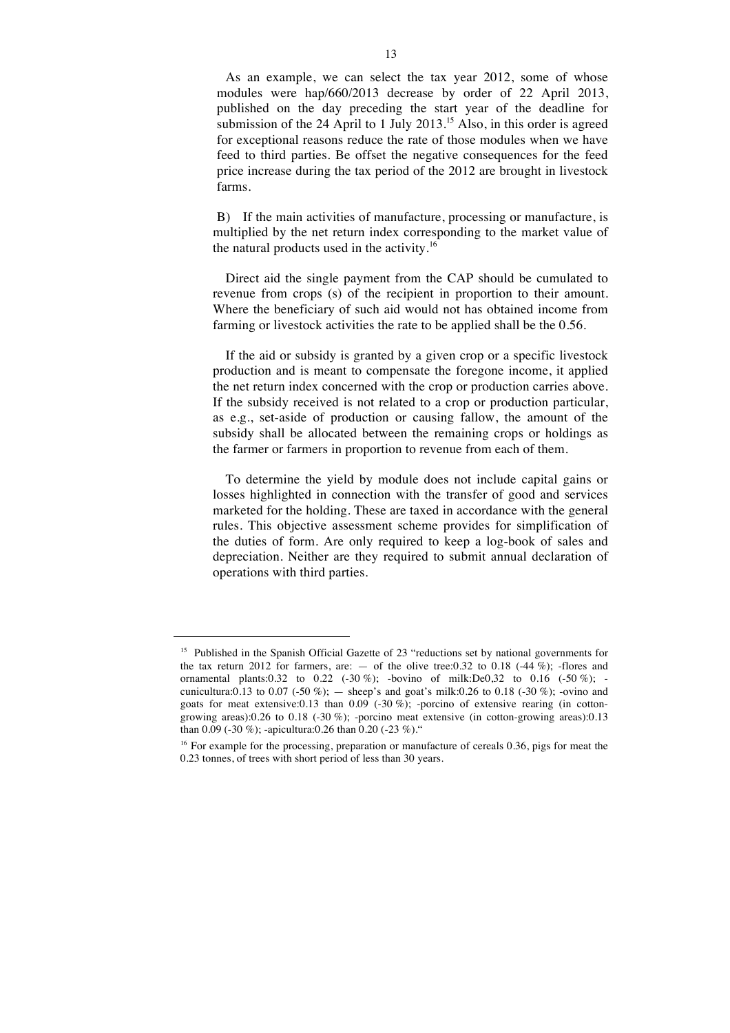As an example, we can select the tax year 2012, some of whose modules were hap/660/2013 decrease by order of 22 April 2013, published on the day preceding the start year of the deadline for submission of the 24 April to 1 July 2013.[15] Also, in this order is agreed for exceptional reasons reduce the rate of those modules when we have feed to third parties. Be offset the negative consequences for the feed price increase during the tax period of the 2012 are brought in livestock farms.

B) If the main activities of manufacture, processing or manufacture, is multiplied by the net return index corresponding to the market value of the natural products used in the activity.[16]

Direct aid the single payment from the CAP should be cumulated to revenue from crops (s) of the recipient in proportion to their amount. Where the beneficiary of such aid would not has obtained income from farming or livestock activities the rate to be applied shall be the 0.56.

If the aid or subsidy is granted by a given crop or a specific livestock production and is meant to compensate the foregone income, it applied the net return index concerned with the crop or production carries above. If the subsidy received is not related to a crop or production particular, as e.g., set-aside of production or causing fallow, the amount of the subsidy shall be allocated between the remaining crops or holdings as the farmer or farmers in proportion to revenue from each of them.

To determine the yield by module does not include capital gains or losses highlighted in connection with the transfer of good and services marketed for the holding. These are taxed in accordance with the general rules. This objective assessment scheme provides for simplification of the duties of form. Are only required to keep a log-book of sales and depreciation. Neither are they required to submit annual declaration of operations with third parties.

---

[15] Published in the Spanish Official Gazette of 23 "reductions set by national governments for the tax return 2012 for farmers, are: — of the olive tree:0.32 to 0.18 (-44 %); -flores and ornamental plants:0.32 to 0.22 (-30 %); -bovino of milk:De0,32 to 0.16 (-50 %); -cunicultura:0.13 to 0.07 (-50 %); — sheep's and goat's milk:0.26 to 0.18 (-30 %); -ovino and goats for meat extensive:0.13 than 0.09 (-30 %); -porcino of extensive rearing (in cotton-growing areas):0.26 to 0.18 (-30 %); -porcino meat extensive (in cotton-growing areas):0.13 than 0.09 (-30 %); -apicultura:0.26 than 0.20 (-23 %)."

[16] For example for the processing, preparation or manufacture of cereals 0.36, pigs for meat the 0.23 tonnes, of trees with short period of less than 30 years.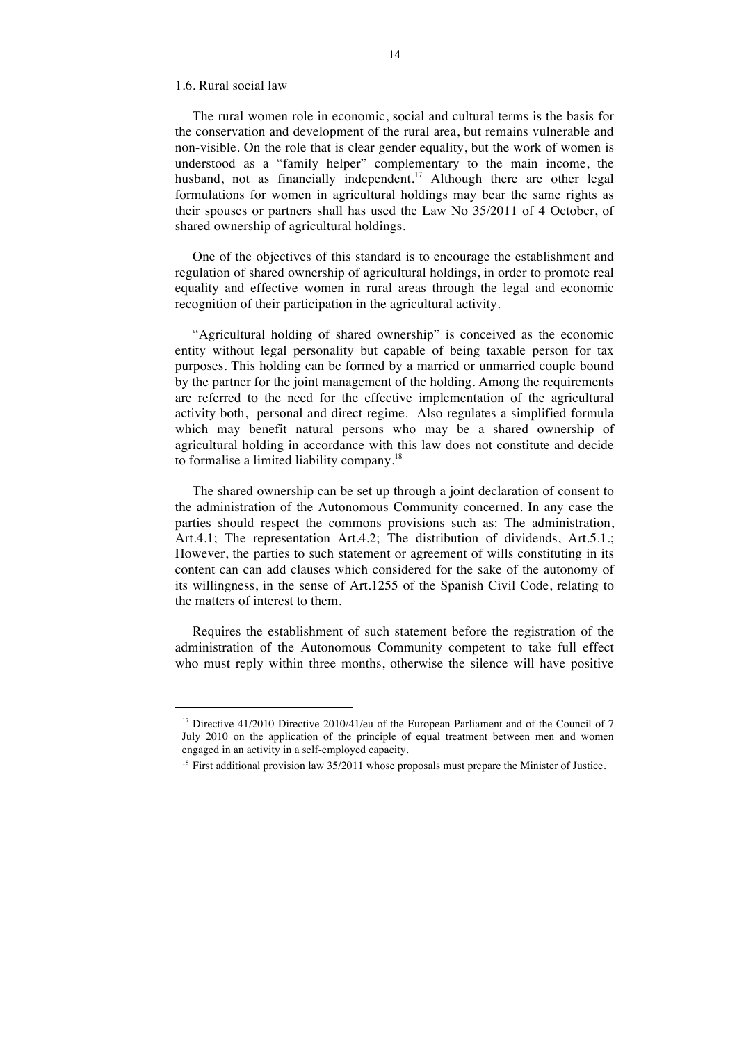## 1.6. Rural social law

The rural women role in economic, social and cultural terms is the basis for the conservation and development of the rural area, but remains vulnerable and non-visible. On the role that is clear gender equality, but the work of women is understood as a "family helper" complementary to the main income, the husband, not as financially independent.[17] Although there are other legal formulations for women in agricultural holdings may bear the same rights as their spouses or partners shall has used the Law No 35/2011 of 4 October, of shared ownership of agricultural holdings.

One of the objectives of this standard is to encourage the establishment and regulation of shared ownership of agricultural holdings, in order to promote real equality and effective women in rural areas through the legal and economic recognition of their participation in the agricultural activity.

"Agricultural holding of shared ownership" is conceived as the economic entity without legal personality but capable of being taxable person for tax purposes. This holding can be formed by a married or unmarried couple bound by the partner for the joint management of the holding. Among the requirements are referred to the need for the effective implementation of the agricultural activity both, personal and direct regime. Also regulates a simplified formula which may benefit natural persons who may be a shared ownership of agricultural holding in accordance with this law does not constitute and decide to formalise a limited liability company.[18]

The shared ownership can be set up through a joint declaration of consent to the administration of the Autonomous Community concerned. In any case the parties should respect the commons provisions such as: The administration, Art.4.1; The representation Art.4.2; The distribution of dividends, Art.5.1.; However, the parties to such statement or agreement of wills constituting in its content can can add clauses which considered for the sake of the autonomy of its willingness, in the sense of Art.1255 of the Spanish Civil Code, relating to the matters of interest to them.

Requires the establishment of such statement before the registration of the administration of the Autonomous Community competent to take full effect who must reply within three months, otherwise the silence will have positive

---

[17] Directive 41/2010 Directive 2010/41/eu of the European Parliament and of the Council of 7 July 2010 on the application of the principle of equal treatment between men and women engaged in an activity in a self-employed capacity.

[18] First additional provision law 35/2011 whose proposals must prepare the Minister of Justice.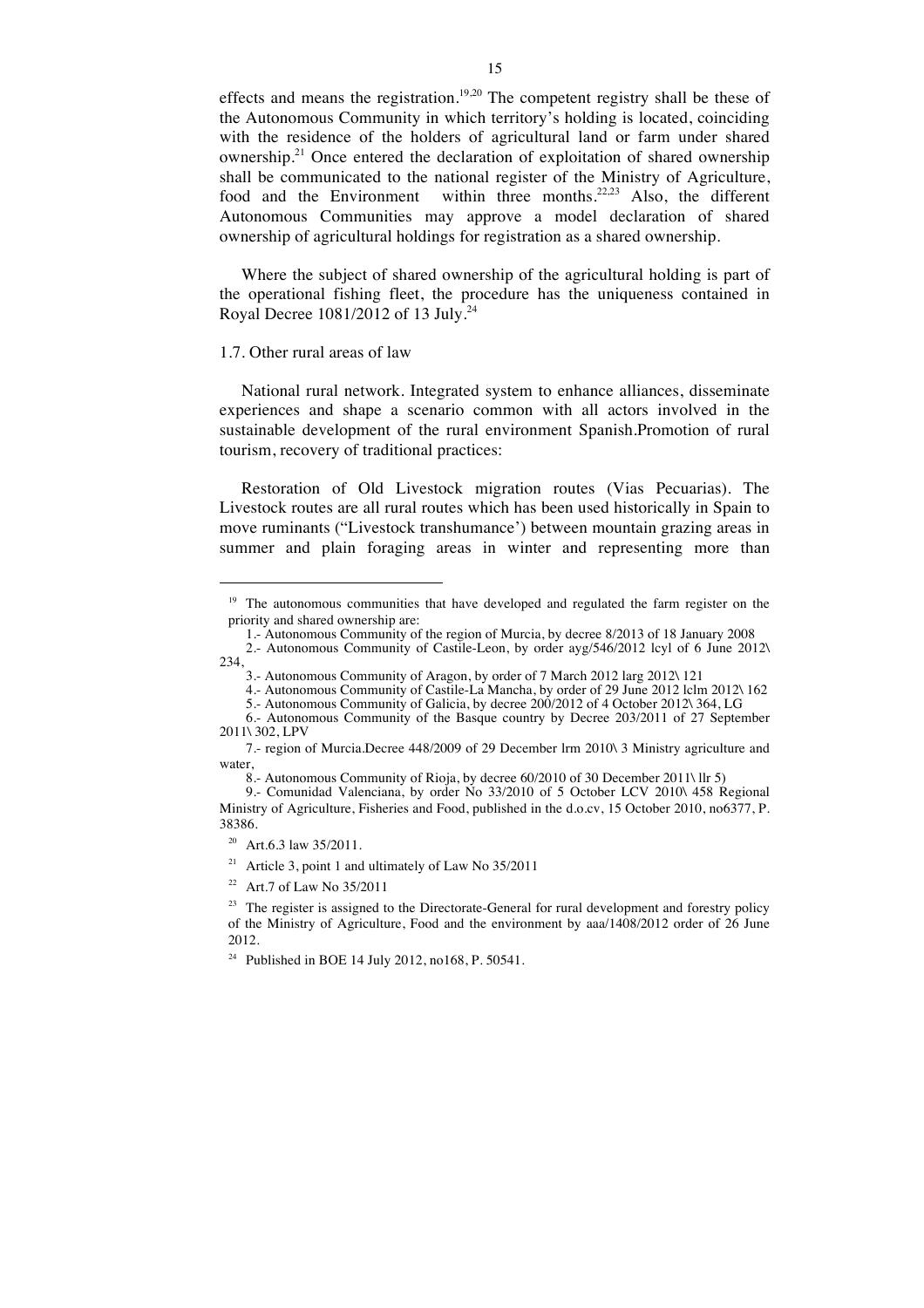effects and means the registration.[19,20] The competent registry shall be these of the Autonomous Community in which territory's holding is located, coinciding with the residence of the holders of agricultural land or farm under shared ownership.[21] Once entered the declaration of exploitation of shared ownership shall be communicated to the national register of the Ministry of Agriculture, food and the Environment within three months.[22,23] Also, the different Autonomous Communities may approve a model declaration of shared ownership of agricultural holdings for registration as a shared ownership.

Where the subject of shared ownership of the agricultural holding is part of the operational fishing fleet, the procedure has the uniqueness contained in Royal Decree 1081/2012 of 13 July.[24]

1.7. Other rural areas of law

National rural network. Integrated system to enhance alliances, disseminate experiences and shape a scenario common with all actors involved in the sustainable development of the rural environment Spanish.Promotion of rural tourism, recovery of traditional practices:

Restoration of Old Livestock migration routes (Vias Pecuarias). The Livestock routes are all rural routes which has been used historically in Spain to move ruminants ("Livestock transhumance') between mountain grazing areas in summer and plain foraging areas in winter and representing more than

---

[19] The autonomous communities that have developed and regulated the farm register on the priority and shared ownership are:

1.- Autonomous Community of the region of Murcia, by decree 8/2013 of 18 January 2008

2.- Autonomous Community of Castile-Leon, by order ayg/546/2012 lcyl of 6 June 2012\ 234,

3.- Autonomous Community of Aragon, by order of 7 March 2012 larg 2012\ 121

4.- Autonomous Community of Castile-La Mancha, by order of 29 June 2012 lclm 2012\ 162

5.- Autonomous Community of Galicia, by decree 200/2012 of 4 October 2012\ 364, LG

6.- Autonomous Community of the Basque country by Decree 203/2011 of 27 September 2011\ 302, LPV

7.- region of Murcia.Decree 448/2009 of 29 December lrm 2010\ 3 Ministry agriculture and water,

8.- Autonomous Community of Rioja, by decree 60/2010 of 30 December 2011\ llr 5)

9.- Comunidad Valenciana, by order No 33/2010 of 5 October LCV 2010\ 458 Regional Ministry of Agriculture, Fisheries and Food, published in the d.o.cv, 15 October 2010, no6377, P. 38386.

[20] Art.6.3 law 35/2011.

[21] Article 3, point 1 and ultimately of Law No 35/2011

[22] Art.7 of Law No 35/2011

[23] The register is assigned to the Directorate-General for rural development and forestry policy of the Ministry of Agriculture, Food and the environment by aaa/1408/2012 order of 26 June 2012.

[24] Published in BOE 14 July 2012, no168, P. 50541.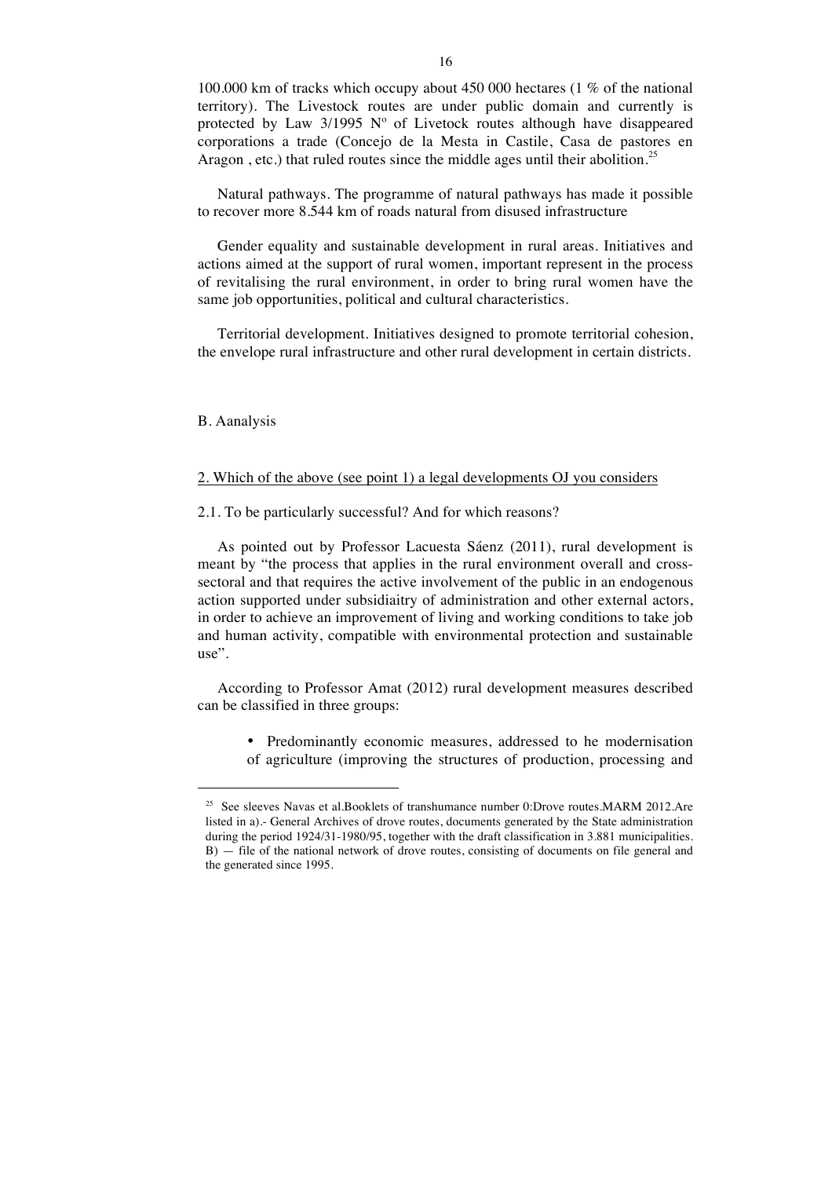100.000 km of tracks which occupy about 450 000 hectares (1 % of the national territory). The Livestock routes are under public domain and currently is protected by Law 3/1995 Nº of Livetock routes although have disappeared corporations a trade (Concejo de la Mesta in Castile, Casa de pastores en Aragon , etc.) that ruled routes since the middle ages until their abolition.[25]

Natural pathways. The programme of natural pathways has made it possible to recover more 8.544 km of roads natural from disused infrastructure

Gender equality and sustainable development in rural areas. Initiatives and actions aimed at the support of rural women, important represent in the process of revitalising the rural environment, in order to bring rural women have the same job opportunities, political and cultural characteristics.

Territorial development. Initiatives designed to promote territorial cohesion, the envelope rural infrastructure and other rural development in certain districts.

B. Aanalysis

2. Which of the above (see point 1) a legal developments OJ you considers

2.1. To be particularly successful? And for which reasons?

As pointed out by Professor Lacuesta Sáenz (2011), rural development is meant by "the process that applies in the rural environment overall and cross-sectoral and that requires the active involvement of the public in an endogenous action supported under subsidiaitry of administration and other external actors, in order to achieve an improvement of living and working conditions to take job and human activity, compatible with environmental protection and sustainable use".

According to Professor Amat (2012) rural development measures described can be classified in three groups:

- Predominantly economic measures, addressed to he modernisation of agriculture (improving the structures of production, processing and

[25] See sleeves Navas et al.Booklets of transhumance number 0:Drove routes.MARM 2012.Are listed in a).- General Archives of drove routes, documents generated by the State administration during the period 1924/31-1980/95, together with the draft classification in 3.881 municipalities. B) — file of the national network of drove routes, consisting of documents on file general and the generated since 1995.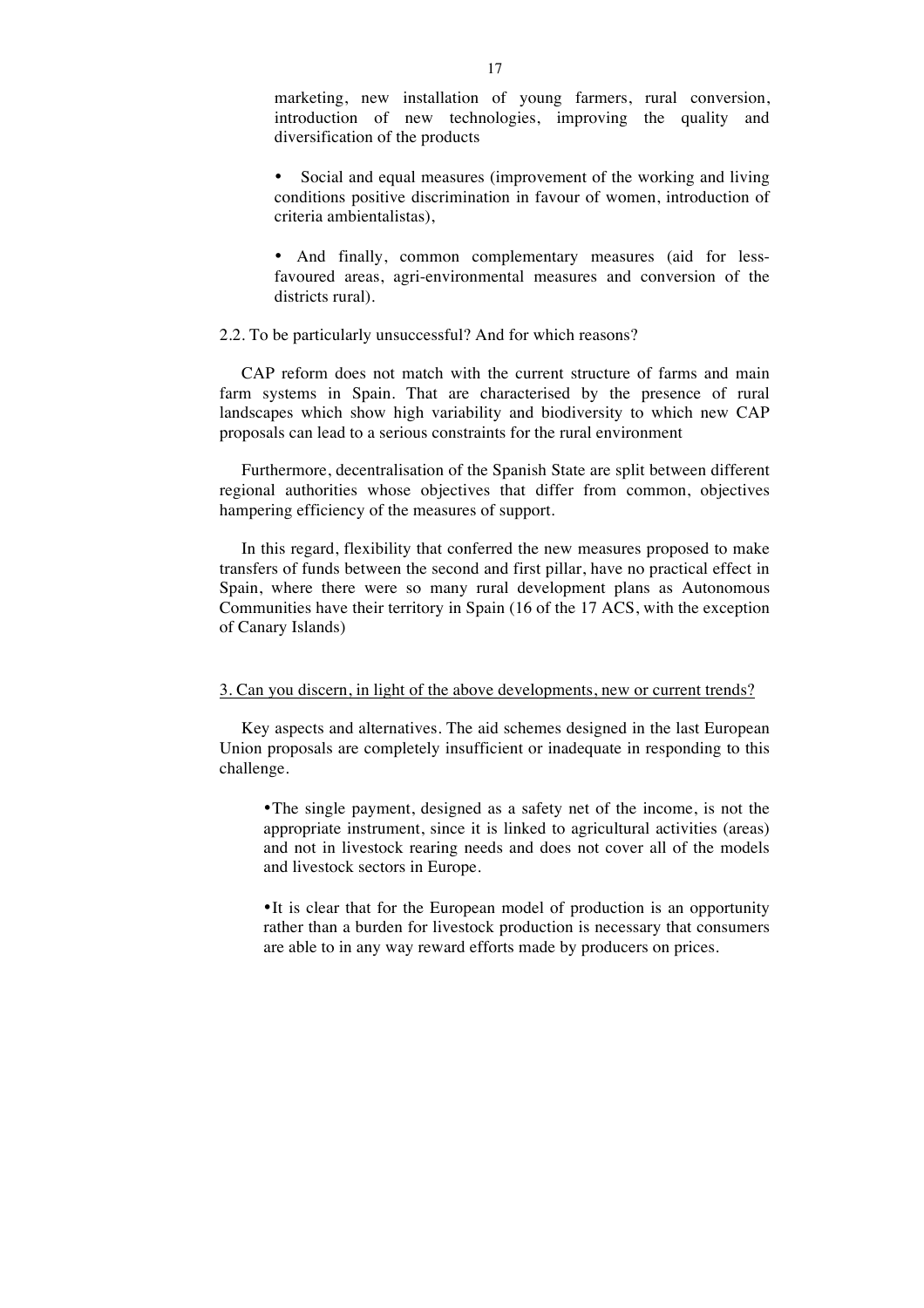marketing, new installation of young farmers, rural conversion, introduction of new technologies, improving the quality and diversification of the products

- Social and equal measures (improvement of the working and living conditions positive discrimination in favour of women, introduction of criteria ambientalistas),

- And finally, common complementary measures (aid for less-favoured areas, agri-environmental measures and conversion of the districts rural).

2.2. To be particularly unsuccessful? And for which reasons?

CAP reform does not match with the current structure of farms and main farm systems in Spain. That are characterised by the presence of rural landscapes which show high variability and biodiversity to which new CAP proposals can lead to a serious constraints for the rural environment

Furthermore, decentralisation of the Spanish State are split between different regional authorities whose objectives that differ from common, objectives hampering efficiency of the measures of support.

In this regard, flexibility that conferred the new measures proposed to make transfers of funds between the second and first pillar, have no practical effect in Spain, where there were so many rural development plans as Autonomous Communities have their territory in Spain (16 of the 17 ACS, with the exception of Canary Islands)

3. Can you discern, in light of the above developments, new or current trends?

Key aspects and alternatives. The aid schemes designed in the last European Union proposals are completely insufficient or inadequate in responding to this challenge.

- The single payment, designed as a safety net of the income, is not the appropriate instrument, since it is linked to agricultural activities (areas) and not in livestock rearing needs and does not cover all of the models and livestock sectors in Europe.

- It is clear that for the European model of production is an opportunity rather than a burden for livestock production is necessary that consumers are able to in any way reward efforts made by producers on prices.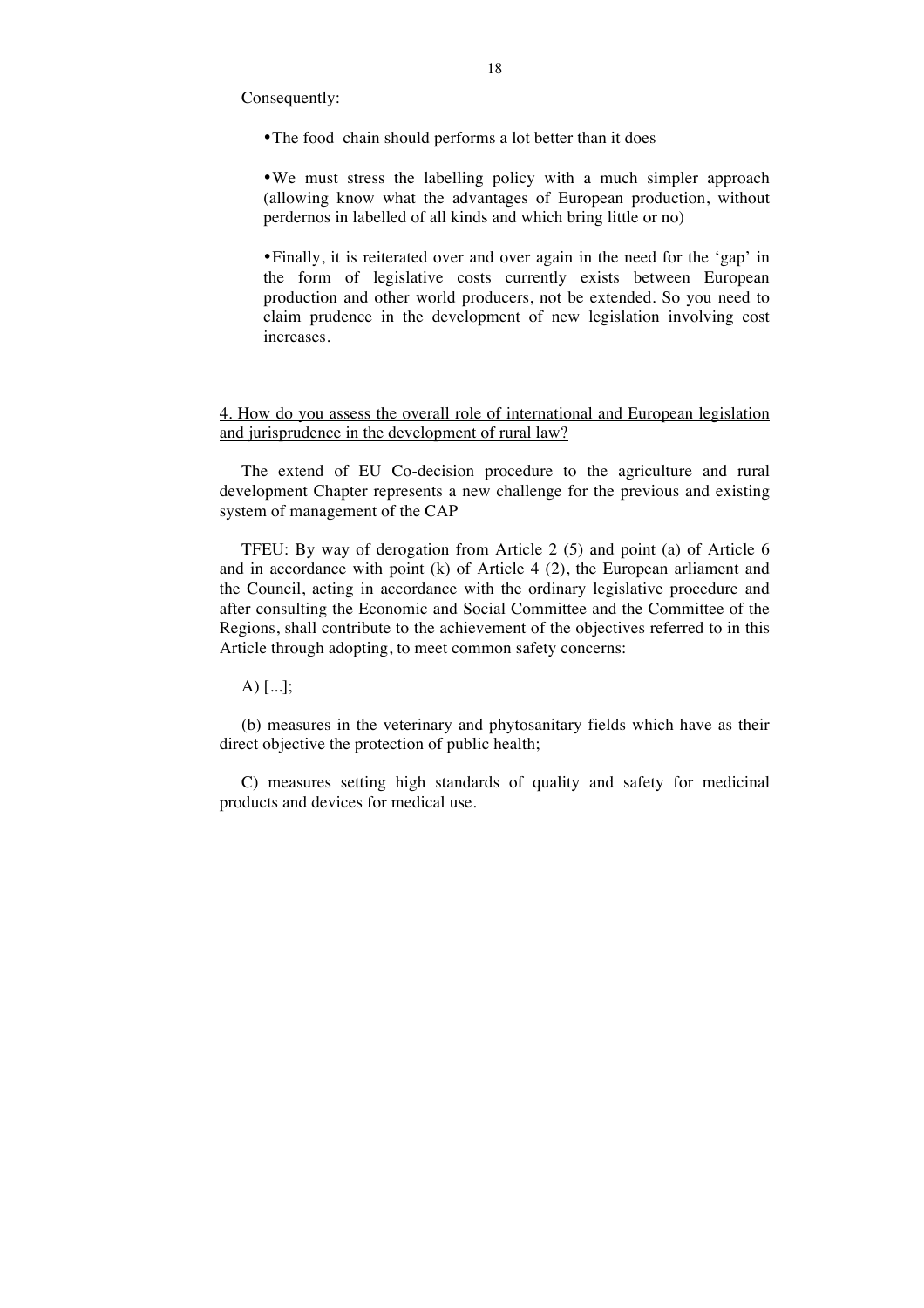Consequently:

- The food chain should performs a lot better than it does

- We must stress the labelling policy with a much simpler approach (allowing know what the advantages of European production, without perdernos in labelled of all kinds and which bring little or no)

- Finally, it is reiterated over and over again in the need for the 'gap' in the form of legislative costs currently exists between European production and other world producers, not be extended. So you need to claim prudence in the development of new legislation involving cost increases.

<u>4. How do you assess the overall role of international and European legislation and jurisprudence in the development of rural law?</u>

The extend of EU Co-decision procedure to the agriculture and rural development Chapter represents a new challenge for the previous and existing system of management of the CAP

TFEU: By way of derogation from Article 2 (5) and point (a) of Article 6 and in accordance with point (k) of Article 4 (2), the European arliament and the Council, acting in accordance with the ordinary legislative procedure and after consulting the Economic and Social Committee and the Committee of the Regions, shall contribute to the achievement of the objectives referred to in this Article through adopting, to meet common safety concerns:

A) [...];

(b) measures in the veterinary and phytosanitary fields which have as their direct objective the protection of public health;

C) measures setting high standards of quality and safety for medicinal products and devices for medical use.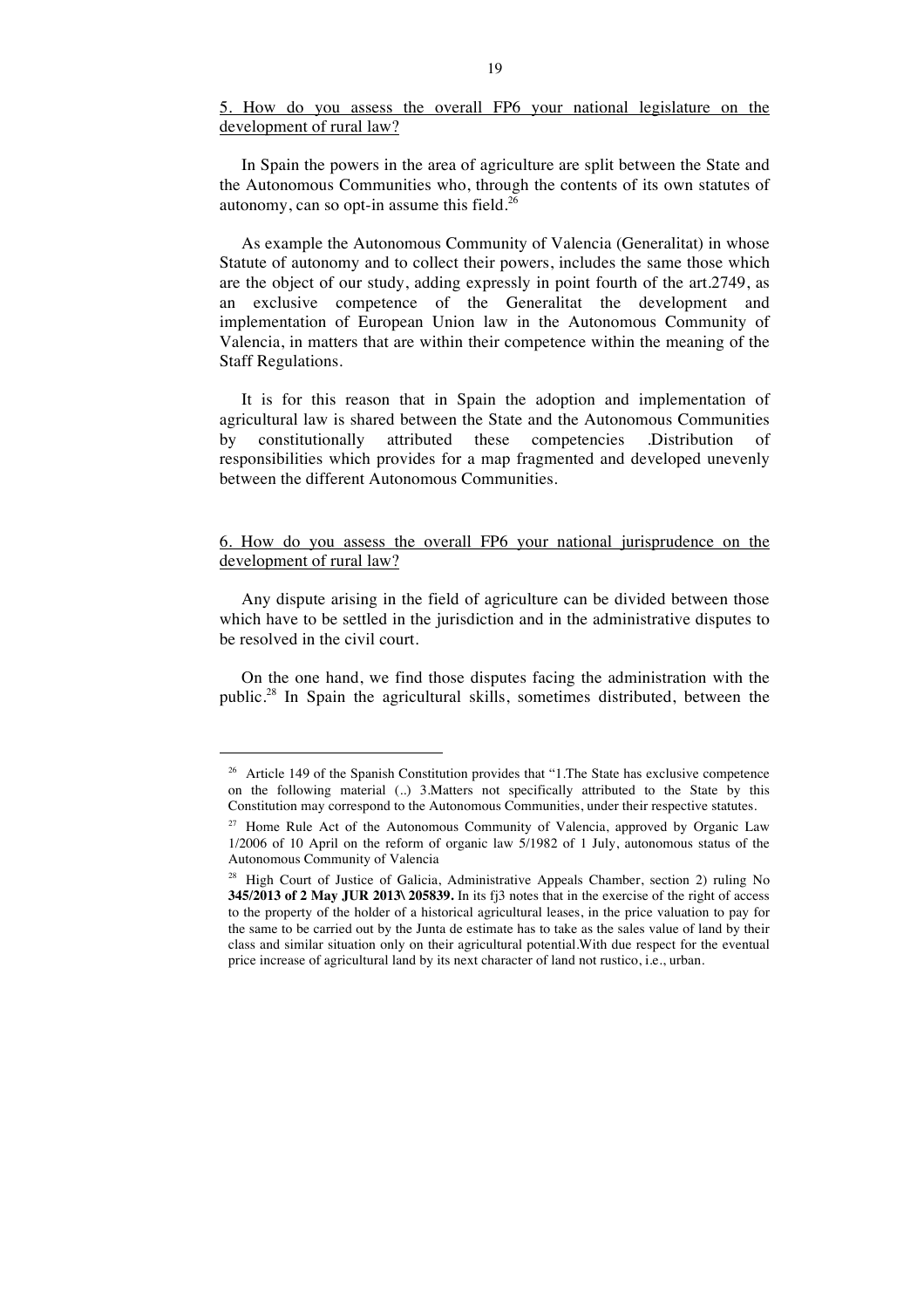5. How do you assess the overall FP6 your national legislature on the development of rural law?

In Spain the powers in the area of agriculture are split between the State and the Autonomous Communities who, through the contents of its own statutes of autonomy, can so opt-in assume this field.[26]

As example the Autonomous Community of Valencia (Generalitat) in whose Statute of autonomy and to collect their powers, includes the same those which are the object of our study, adding expressly in point fourth of the art.2749, as an exclusive competence of the Generalitat the development and implementation of European Union law in the Autonomous Community of Valencia, in matters that are within their competence within the meaning of the Staff Regulations.

It is for this reason that in Spain the adoption and implementation of agricultural law is shared between the State and the Autonomous Communities by constitutionally attributed these competencies .Distribution of responsibilities which provides for a map fragmented and developed unevenly between the different Autonomous Communities.

6. How do you assess the overall FP6 your national jurisprudence on the development of rural law?

Any dispute arising in the field of agriculture can be divided between those which have to be settled in the jurisdiction and in the administrative disputes to be resolved in the civil court.

On the one hand, we find those disputes facing the administration with the public.[28] In Spain the agricultural skills, sometimes distributed, between the

---

[26] Article 149 of the Spanish Constitution provides that "1.The State has exclusive competence on the following material (..) 3.Matters not specifically attributed to the State by this Constitution may correspond to the Autonomous Communities, under their respective statutes.

[27] Home Rule Act of the Autonomous Community of Valencia, approved by Organic Law 1/2006 of 10 April on the reform of organic law 5/1982 of 1 July, autonomous status of the Autonomous Community of Valencia

[28] High Court of Justice of Galicia, Administrative Appeals Chamber, section 2) ruling No **345/2013 of 2 May JUR 2013\ 205839.** In its fj3 notes that in the exercise of the right of access to the property of the holder of a historical agricultural leases, in the price valuation to pay for the same to be carried out by the Junta de estimate has to take as the sales value of land by their class and similar situation only on their agricultural potential.With due respect for the eventual price increase of agricultural land by its next character of land not rustico, i.e., urban.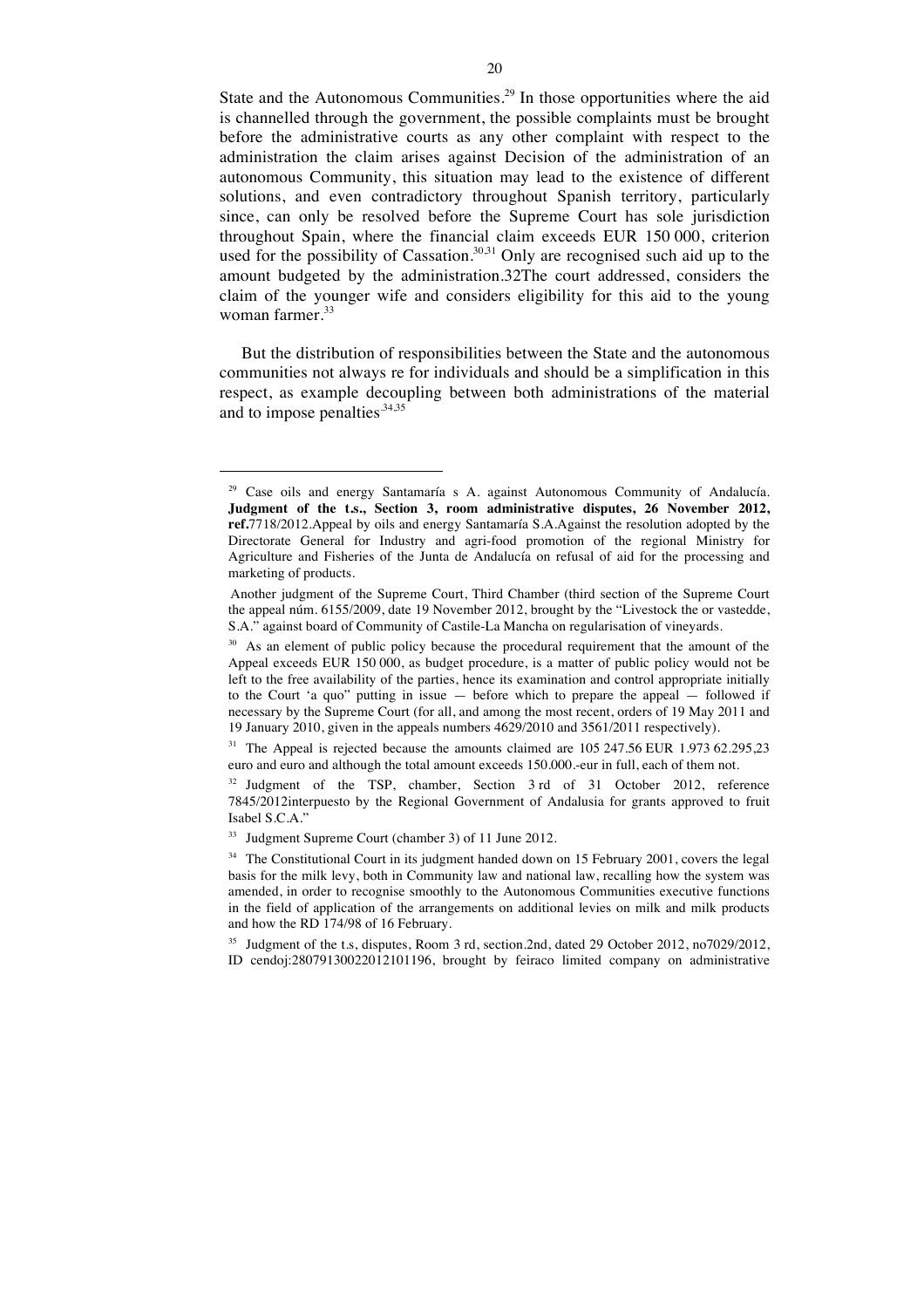State and the Autonomous Communities.[29] In those opportunities where the aid is channelled through the government, the possible complaints must be brought before the administrative courts as any other complaint with respect to the administration the claim arises against Decision of the administration of an autonomous Community, this situation may lead to the existence of different solutions, and even contradictory throughout Spanish territory, particularly since, can only be resolved before the Supreme Court has sole jurisdiction throughout Spain, where the financial claim exceeds EUR 150 000, criterion used for the possibility of Cassation.[30,31] Only are recognised such aid up to the amount budgeted by the administration.32The court addressed, considers the claim of the younger wife and considers eligibility for this aid to the young woman farmer.[33]

But the distribution of responsibilities between the State and the autonomous communities not always re for individuals and should be a simplification in this respect, as example decoupling between both administrations of the material and to impose penalties[34,35]

---

[29] Case oils and energy Santamaría s A. against Autonomous Community of Andalucía. **Judgment of the t.s., Section 3, room administrative disputes, 26 November 2012, ref.**7718/2012.Appeal by oils and energy Santamaría S.A.Against the resolution adopted by the Directorate General for Industry and agri-food promotion of the regional Ministry for Agriculture and Fisheries of the Junta de Andalucía on refusal of aid for the processing and marketing of products.

Another judgment of the Supreme Court, Third Chamber (third section of the Supreme Court the appeal núm. 6155/2009, date 19 November 2012, brought by the "Livestock the or vastedde, S.A." against board of Community of Castile-La Mancha on regularisation of vineyards.

[30] As an element of public policy because the procedural requirement that the amount of the Appeal exceeds EUR 150 000, as budget procedure, is a matter of public policy would not be left to the free availability of the parties, hence its examination and control appropriate initially to the Court 'a quo" putting in issue — before which to prepare the appeal — followed if necessary by the Supreme Court (for all, and among the most recent, orders of 19 May 2011 and 19 January 2010, given in the appeals numbers 4629/2010 and 3561/2011 respectively).

[31] The Appeal is rejected because the amounts claimed are 105 247.56 EUR 1.973 62.295,23 euro and euro and although the total amount exceeds 150.000.-eur in full, each of them not.

[32] Judgment of the TSP, chamber, Section 3 rd of 31 October 2012, reference 7845/2012interpuesto by the Regional Government of Andalusia for grants approved to fruit Isabel S.C.A."

[33] Judgment Supreme Court (chamber 3) of 11 June 2012.

[34] The Constitutional Court in its judgment handed down on 15 February 2001, covers the legal basis for the milk levy, both in Community law and national law, recalling how the system was amended, in order to recognise smoothly to the Autonomous Communities executive functions in the field of application of the arrangements on additional levies on milk and milk products and how the RD 174/98 of 16 February.

[35] Judgment of the t.s, disputes, Room 3 rd, section.2nd, dated 29 October 2012, no7029/2012, ID cendoj:28079130022012101196, brought by feiraco limited company on administrative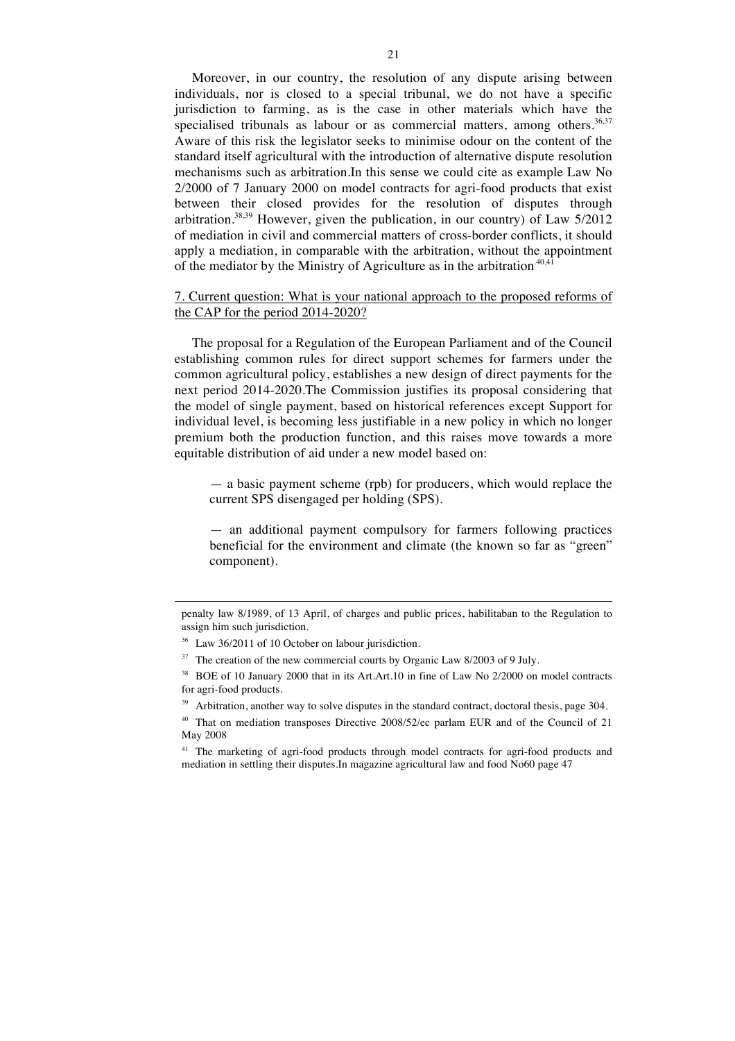Moreover, in our country, the resolution of any dispute arising between individuals, nor is closed to a special tribunal, we do not have a specific jurisdiction to farming, as is the case in other materials which have the specialised tribunals as labour or as commercial matters, among others.[36,37] Aware of this risk the legislator seeks to minimise odour on the content of the standard itself agricultural with the introduction of alternative dispute resolution mechanisms such as arbitration.In this sense we could cite as example Law No 2/2000 of 7 January 2000 on model contracts for agri-food products that exist between their closed provides for the resolution of disputes through arbitration.[38,39] However, given the publication, in our country) of Law 5/2012 of mediation in civil and commercial matters of cross-border conflicts, it should apply a mediation, in comparable with the arbitration, without the appointment of the mediator by the Ministry of Agriculture as in the arbitration[40,41]

7. Current question: What is your national approach to the proposed reforms of the CAP for the period 2014-2020?

The proposal for a Regulation of the European Parliament and of the Council establishing common rules for direct support schemes for farmers under the common agricultural policy, establishes a new design of direct payments for the next period 2014-2020.The Commission justifies its proposal considering that the model of single payment, based on historical references except Support for individual level, is becoming less justifiable in a new policy in which no longer premium both the production function, and this raises move towards a more equitable distribution of aid under a new model based on:

— a basic payment scheme (rpb) for producers, which would replace the current SPS disengaged per holding (SPS).

— an additional payment compulsory for farmers following practices beneficial for the environment and climate (the known so far as "green" component).

---

penalty law 8/1989, of 13 April, of charges and public prices, habilitaban to the Regulation to assign him such jurisdiction.

[36] Law 36/2011 of 10 October on labour jurisdiction.

[37] The creation of the new commercial courts by Organic Law 8/2003 of 9 July.

[38] BOE of 10 January 2000 that in its Art.Art.10 in fine of Law No 2/2000 on model contracts for agri-food products.

[39] Arbitration, another way to solve disputes in the standard contract, doctoral thesis, page 304.

[40] That on mediation transposes Directive 2008/52/ec parlam EUR and of the Council of 21 May 2008

[41] The marketing of agri-food products through model contracts for agri-food products and mediation in settling their disputes.In magazine agricultural law and food No60 page 47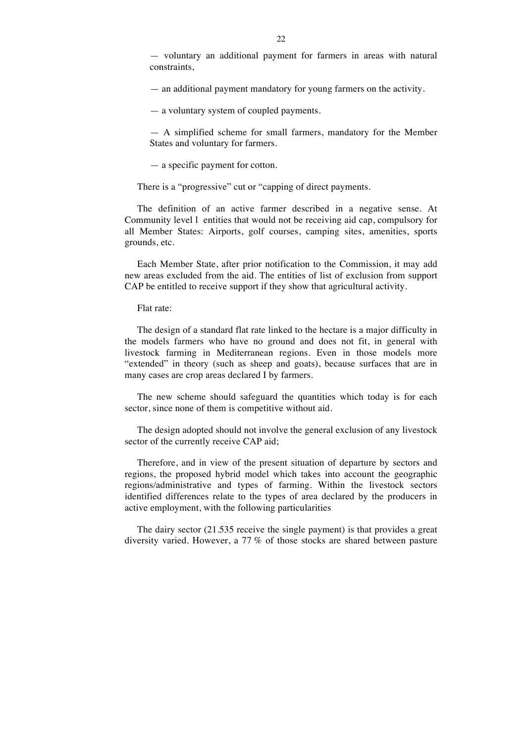— voluntary an additional payment for farmers in areas with natural constraints,

— an additional payment mandatory for young farmers on the activity.

— a voluntary system of coupled payments.

— A simplified scheme for small farmers, mandatory for the Member States and voluntary for farmers.

— a specific payment for cotton.

There is a "progressive" cut or "capping of direct payments.

The definition of an active farmer described in a negative sense. At Community level l entities that would not be receiving aid cap, compulsory for all Member States: Airports, golf courses, camping sites, amenities, sports grounds, etc.

Each Member State, after prior notification to the Commission, it may add new areas excluded from the aid. The entities of list of exclusion from support CAP be entitled to receive support if they show that agricultural activity.

Flat rate:

The design of a standard flat rate linked to the hectare is a major difficulty in the models farmers who have no ground and does not fit, in general with livestock farming in Mediterranean regions. Even in those models more "extended" in theory (such as sheep and goats), because surfaces that are in many cases are crop areas declared I by farmers.

The new scheme should safeguard the quantities which today is for each sector, since none of them is competitive without aid.

The design adopted should not involve the general exclusion of any livestock sector of the currently receive CAP aid;

Therefore, and in view of the present situation of departure by sectors and regions, the proposed hybrid model which takes into account the geographic regions/administrative and types of farming. Within the livestock sectors identified differences relate to the types of area declared by the producers in active employment, with the following particularities

The dairy sector (21.535 receive the single payment) is that provides a great diversity varied. However, a 77 % of those stocks are shared between pasture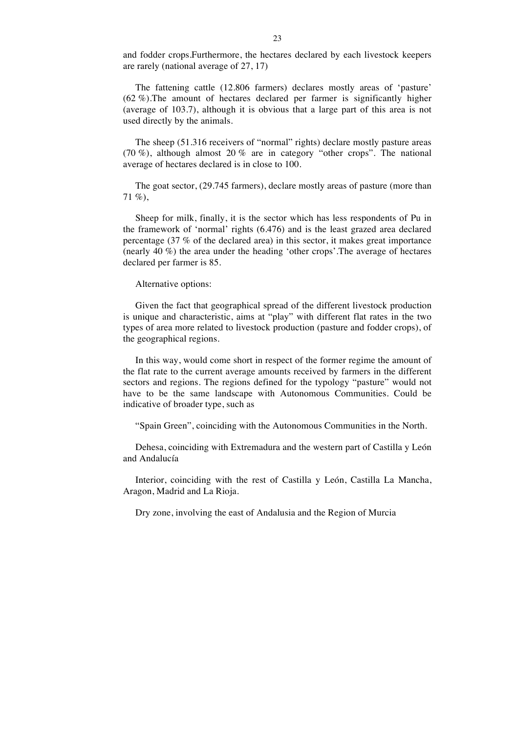and fodder crops.Furthermore, the hectares declared by each livestock keepers are rarely (national average of 27, 17)

The fattening cattle (12.806 farmers) declares mostly areas of 'pasture' (62 %).The amount of hectares declared per farmer is significantly higher (average of 103.7), although it is obvious that a large part of this area is not used directly by the animals.

The sheep (51.316 receivers of "normal" rights) declare mostly pasture areas (70 %), although almost 20 % are in category "other crops". The national average of hectares declared is in close to 100.

The goat sector, (29.745 farmers), declare mostly areas of pasture (more than 71 %),

Sheep for milk, finally, it is the sector which has less respondents of Pu in the framework of 'normal' rights (6.476) and is the least grazed area declared percentage (37 % of the declared area) in this sector, it makes great importance (nearly 40 %) the area under the heading 'other crops'.The average of hectares declared per farmer is 85.

Alternative options:

Given the fact that geographical spread of the different livestock production is unique and characteristic, aims at "play" with different flat rates in the two types of area more related to livestock production (pasture and fodder crops), of the geographical regions.

In this way, would come short in respect of the former regime the amount of the flat rate to the current average amounts received by farmers in the different sectors and regions. The regions defined for the typology "pasture" would not have to be the same landscape with Autonomous Communities. Could be indicative of broader type, such as

"Spain Green", coinciding with the Autonomous Communities in the North.

Dehesa, coinciding with Extremadura and the western part of Castilla y León and Andalucía

Interior, coinciding with the rest of Castilla y León, Castilla La Mancha, Aragon, Madrid and La Rioja.

Dry zone, involving the east of Andalusia and the Region of Murcia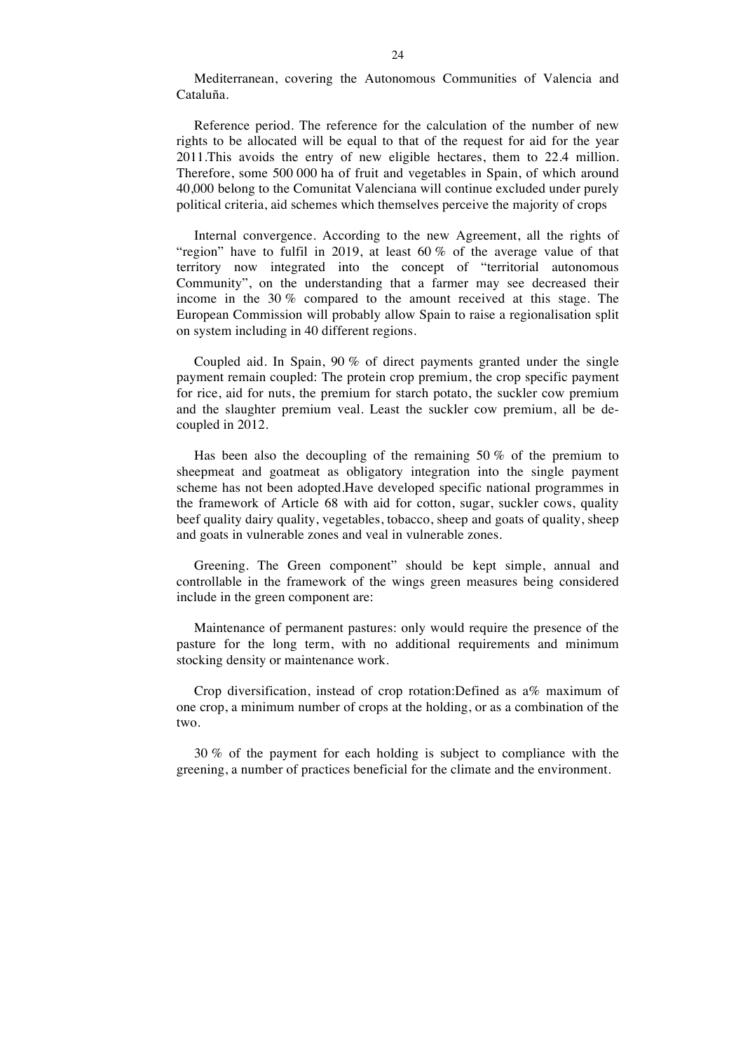Mediterranean, covering the Autonomous Communities of Valencia and Cataluña.

Reference period. The reference for the calculation of the number of new rights to be allocated will be equal to that of the request for aid for the year 2011.This avoids the entry of new eligible hectares, them to 22.4 million. Therefore, some 500 000 ha of fruit and vegetables in Spain, of which around 40,000 belong to the Comunitat Valenciana will continue excluded under purely political criteria, aid schemes which themselves perceive the majority of crops

Internal convergence. According to the new Agreement, all the rights of "region" have to fulfil in 2019, at least 60 % of the average value of that territory now integrated into the concept of "territorial autonomous Community", on the understanding that a farmer may see decreased their income in the 30 % compared to the amount received at this stage. The European Commission will probably allow Spain to raise a regionalisation split on system including in 40 different regions.

Coupled aid. In Spain, 90 % of direct payments granted under the single payment remain coupled: The protein crop premium, the crop specific payment for rice, aid for nuts, the premium for starch potato, the suckler cow premium and the slaughter premium veal. Least the suckler cow premium, all be decoupled in 2012.

Has been also the decoupling of the remaining 50 % of the premium to sheepmeat and goatmeat as obligatory integration into the single payment scheme has not been adopted.Have developed specific national programmes in the framework of Article 68 with aid for cotton, sugar, suckler cows, quality beef quality dairy quality, vegetables, tobacco, sheep and goats of quality, sheep and goats in vulnerable zones and veal in vulnerable zones.

Greening. The Green component" should be kept simple, annual and controllable in the framework of the wings green measures being considered include in the green component are:

Maintenance of permanent pastures: only would require the presence of the pasture for the long term, with no additional requirements and minimum stocking density or maintenance work.

Crop diversification, instead of crop rotation:Defined as a% maximum of one crop, a minimum number of crops at the holding, or as a combination of the two.

30 % of the payment for each holding is subject to compliance with the greening, a number of practices beneficial for the climate and the environment.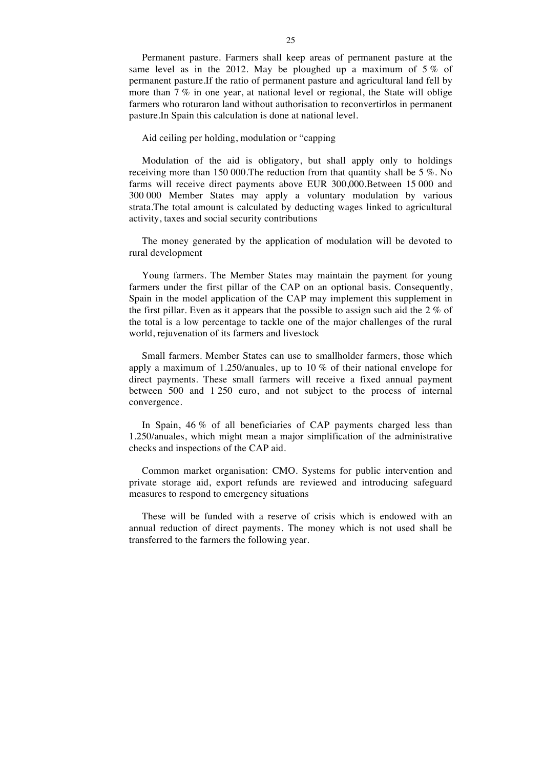Permanent pasture. Farmers shall keep areas of permanent pasture at the same level as in the 2012. May be ploughed up a maximum of 5 % of permanent pasture.If the ratio of permanent pasture and agricultural land fell by more than 7 % in one year, at national level or regional, the State will oblige farmers who roturaron land without authorisation to reconvertirlos in permanent pasture.In Spain this calculation is done at national level.

Aid ceiling per holding, modulation or "capping

Modulation of the aid is obligatory, but shall apply only to holdings receiving more than 150 000.The reduction from that quantity shall be 5 %. No farms will receive direct payments above EUR 300,000.Between 15 000 and 300 000 Member States may apply a voluntary modulation by various strata.The total amount is calculated by deducting wages linked to agricultural activity, taxes and social security contributions

The money generated by the application of modulation will be devoted to rural development

Young farmers. The Member States may maintain the payment for young farmers under the first pillar of the CAP on an optional basis. Consequently, Spain in the model application of the CAP may implement this supplement in the first pillar. Even as it appears that the possible to assign such aid the 2 % of the total is a low percentage to tackle one of the major challenges of the rural world, rejuvenation of its farmers and livestock

Small farmers. Member States can use to smallholder farmers, those which apply a maximum of 1.250/anuales, up to 10 % of their national envelope for direct payments. These small farmers will receive a fixed annual payment between 500 and 1 250 euro, and not subject to the process of internal convergence.

In Spain, 46 % of all beneficiaries of CAP payments charged less than 1.250/anuales, which might mean a major simplification of the administrative checks and inspections of the CAP aid.

Common market organisation: CMO. Systems for public intervention and private storage aid, export refunds are reviewed and introducing safeguard measures to respond to emergency situations

These will be funded with a reserve of crisis which is endowed with an annual reduction of direct payments. The money which is not used shall be transferred to the farmers the following year.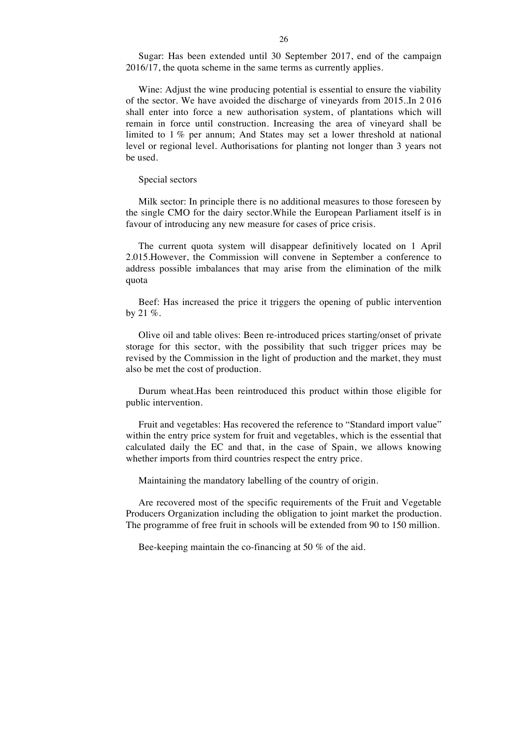Sugar: Has been extended until 30 September 2017, end of the campaign 2016/17, the quota scheme in the same terms as currently applies.

Wine: Adjust the wine producing potential is essential to ensure the viability of the sector. We have avoided the discharge of vineyards from 2015..In 2 016 shall enter into force a new authorisation system, of plantations which will remain in force until construction. Increasing the area of vineyard shall be limited to 1 % per annum; And States may set a lower threshold at national level or regional level. Authorisations for planting not longer than 3 years not be used.

Special sectors

Milk sector: In principle there is no additional measures to those foreseen by the single CMO for the dairy sector.While the European Parliament itself is in favour of introducing any new measure for cases of price crisis.

The current quota system will disappear definitively located on 1 April 2.015.However, the Commission will convene in September a conference to address possible imbalances that may arise from the elimination of the milk quota

Beef: Has increased the price it triggers the opening of public intervention by 21 %.

Olive oil and table olives: Been re-introduced prices starting/onset of private storage for this sector, with the possibility that such trigger prices may be revised by the Commission in the light of production and the market, they must also be met the cost of production.

Durum wheat.Has been reintroduced this product within those eligible for public intervention.

Fruit and vegetables: Has recovered the reference to "Standard import value" within the entry price system for fruit and vegetables, which is the essential that calculated daily the EC and that, in the case of Spain, we allows knowing whether imports from third countries respect the entry price.

Maintaining the mandatory labelling of the country of origin.

Are recovered most of the specific requirements of the Fruit and Vegetable Producers Organization including the obligation to joint market the production. The programme of free fruit in schools will be extended from 90 to 150 million.

Bee-keeping maintain the co-financing at 50 % of the aid.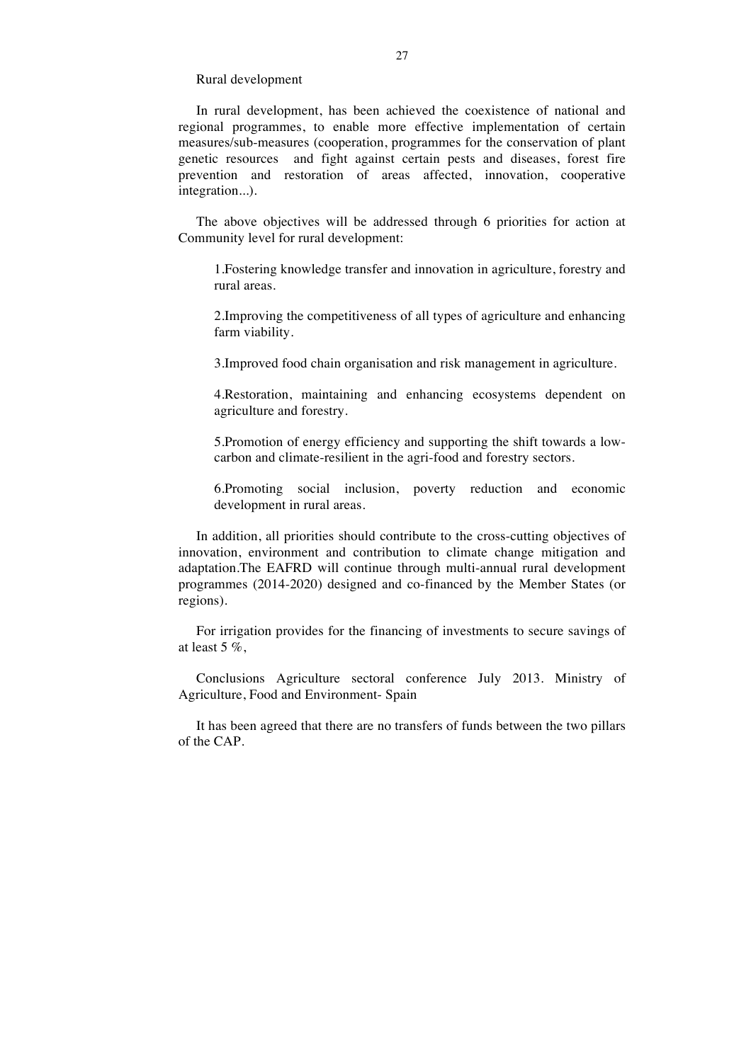Rural development

In rural development, has been achieved the coexistence of national and regional programmes, to enable more effective implementation of certain measures/sub-measures (cooperation, programmes for the conservation of plant genetic resources and fight against certain pests and diseases, forest fire prevention and restoration of areas affected, innovation, cooperative integration...).

The above objectives will be addressed through 6 priorities for action at Community level for rural development:

1.Fostering knowledge transfer and innovation in agriculture, forestry and rural areas.

2.Improving the competitiveness of all types of agriculture and enhancing farm viability.

3.Improved food chain organisation and risk management in agriculture.

4.Restoration, maintaining and enhancing ecosystems dependent on agriculture and forestry.

5.Promotion of energy efficiency and supporting the shift towards a low-carbon and climate-resilient in the agri-food and forestry sectors.

6.Promoting social inclusion, poverty reduction and economic development in rural areas.

In addition, all priorities should contribute to the cross-cutting objectives of innovation, environment and contribution to climate change mitigation and adaptation.The EAFRD will continue through multi-annual rural development programmes (2014-2020) designed and co-financed by the Member States (or regions).

For irrigation provides for the financing of investments to secure savings of at least 5 %,

Conclusions Agriculture sectoral conference July 2013. Ministry of Agriculture, Food and Environment- Spain

It has been agreed that there are no transfers of funds between the two pillars of the CAP.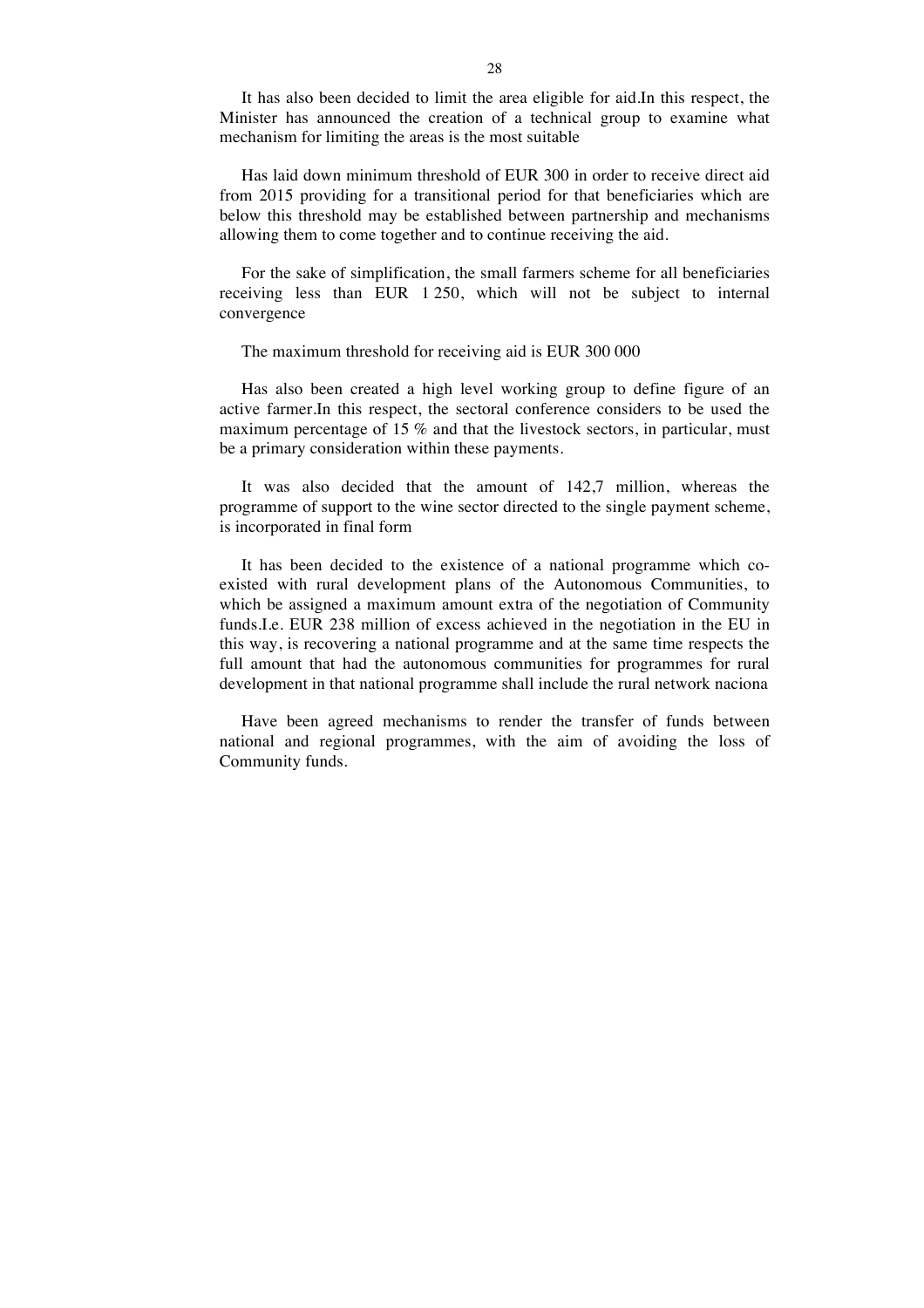It has also been decided to limit the area eligible for aid.In this respect, the Minister has announced the creation of a technical group to examine what mechanism for limiting the areas is the most suitable

Has laid down minimum threshold of EUR 300 in order to receive direct aid from 2015 providing for a transitional period for that beneficiaries which are below this threshold may be established between partnership and mechanisms allowing them to come together and to continue receiving the aid.

For the sake of simplification, the small farmers scheme for all beneficiaries receiving less than EUR 1 250, which will not be subject to internal convergence

The maximum threshold for receiving aid is EUR 300 000

Has also been created a high level working group to define figure of an active farmer.In this respect, the sectoral conference considers to be used the maximum percentage of 15 % and that the livestock sectors, in particular, must be a primary consideration within these payments.

It was also decided that the amount of 142,7 million, whereas the programme of support to the wine sector directed to the single payment scheme, is incorporated in final form

It has been decided to the existence of a national programme which co-existed with rural development plans of the Autonomous Communities, to which be assigned a maximum amount extra of the negotiation of Community funds.I.e. EUR 238 million of excess achieved in the negotiation in the EU in this way, is recovering a national programme and at the same time respects the full amount that had the autonomous communities for programmes for rural development in that national programme shall include the rural network naciona

Have been agreed mechanisms to render the transfer of funds between national and regional programmes, with the aim of avoiding the loss of Community funds.